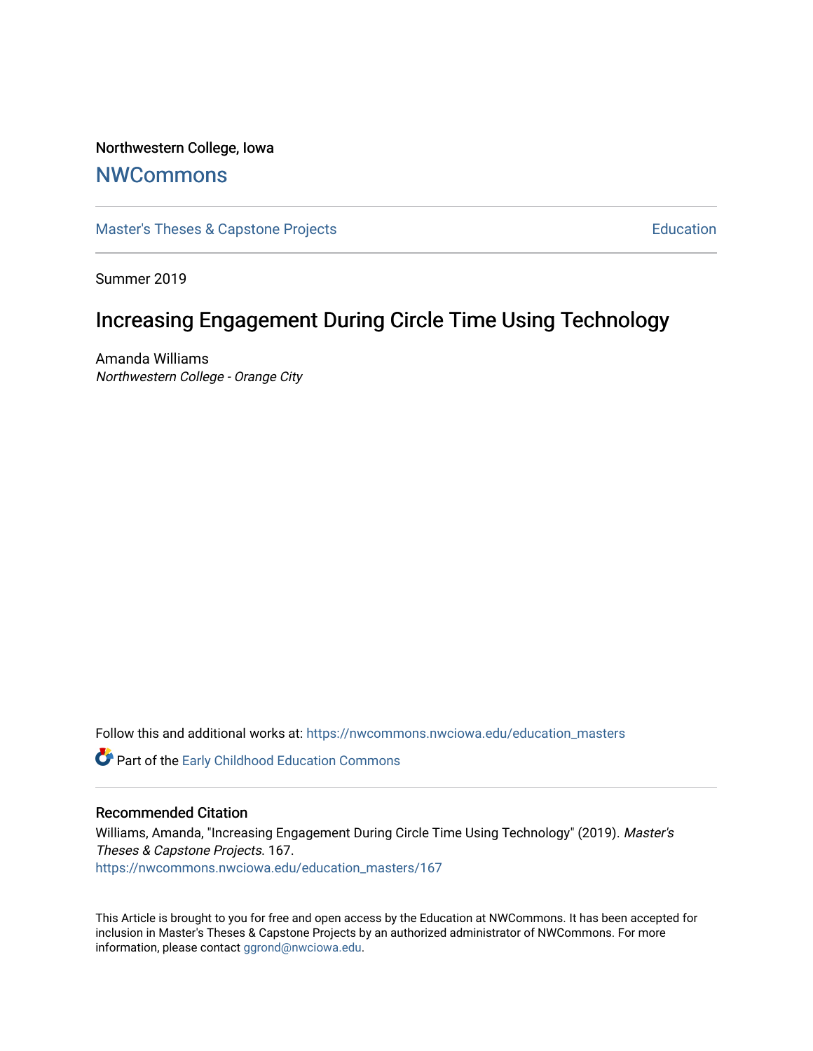Northwestern College, Iowa

NWCommons

Master's Theses & Capstone Projects | Education

Summer 2019

# Increasing Engagement During Circle Time Using Technology

Amanda Williams
*Northwestern College - Orange City*

Follow this and additional works at: https://nwcommons.nwciowa.edu/education_masters

Part of the Early Childhood Education Commons

## Recommended Citation

Williams, Amanda, "Increasing Engagement During Circle Time Using Technology" (2019). *Master's Theses & Capstone Projects*. 167.
https://nwcommons.nwciowa.edu/education_masters/167

This Article is brought to you for free and open access by the Education at NWCommons. It has been accepted for inclusion in Master's Theses & Capstone Projects by an authorized administrator of NWCommons. For more information, please contact ggrond@nwciowa.edu.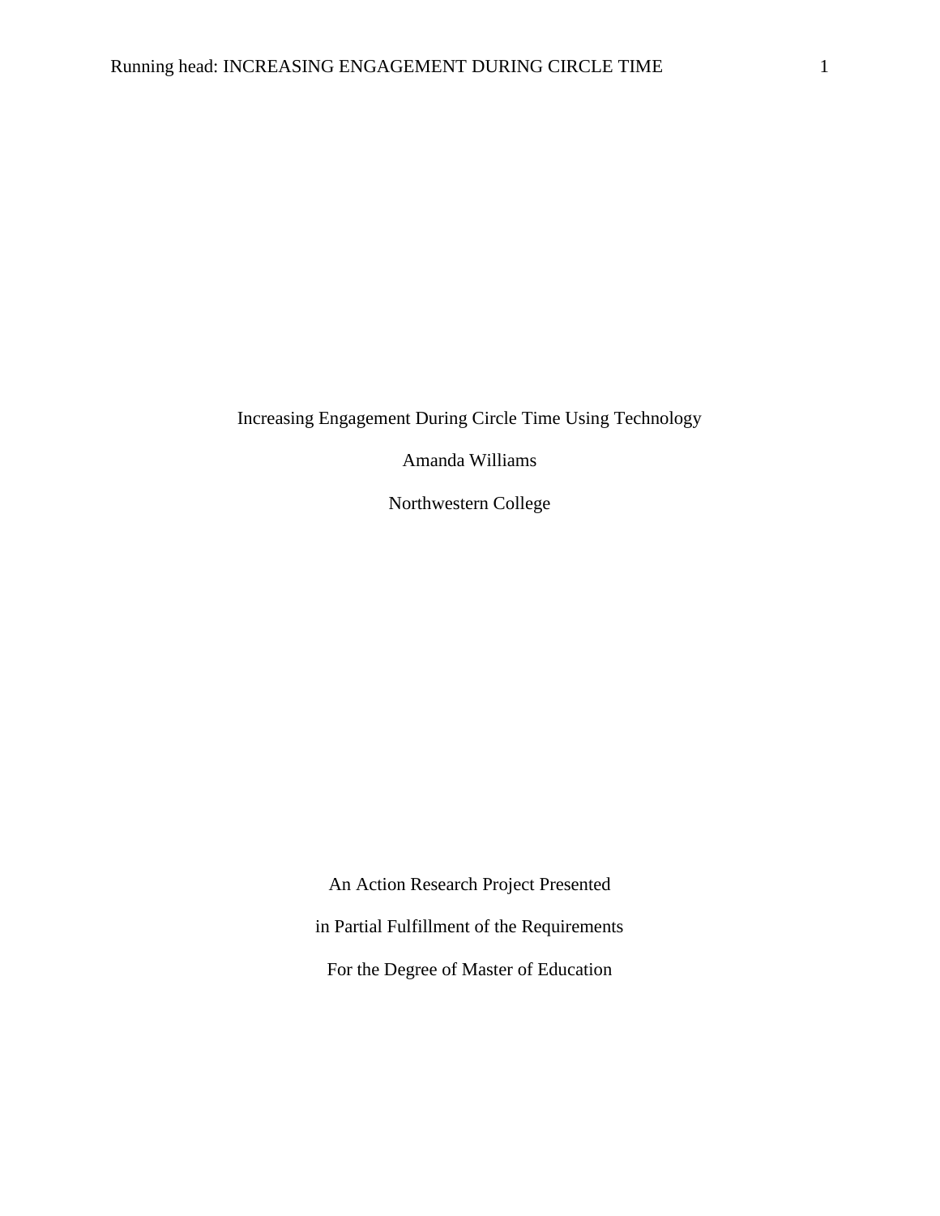# Increasing Engagement During Circle Time Using Technology

Amanda Williams

Northwestern College

An Action Research Project Presented

in Partial Fulfillment of the Requirements

For the Degree of Master of Education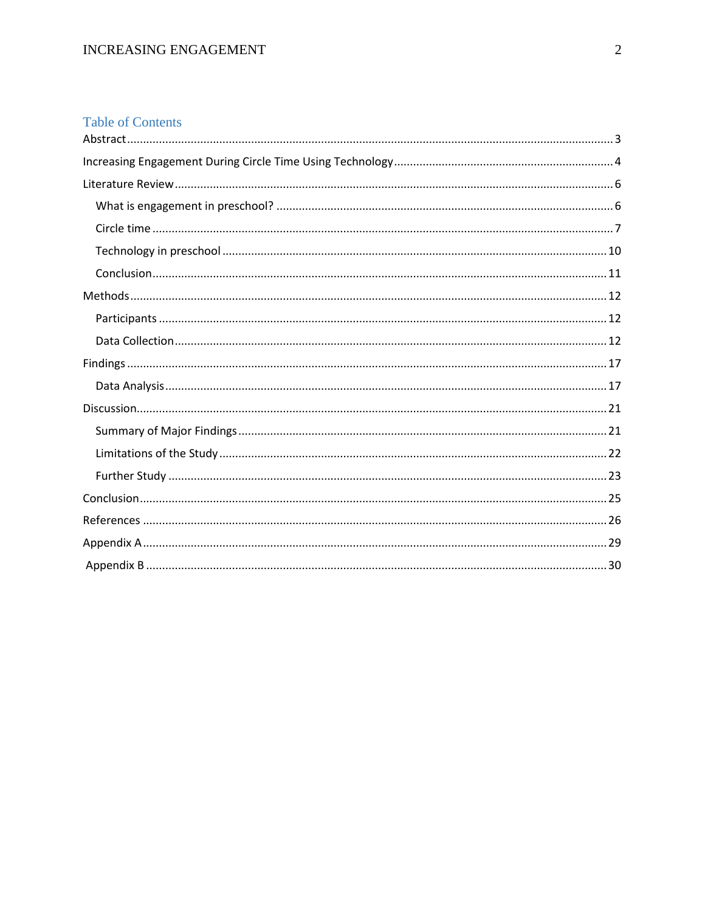## Table of Contents

Abstract .......... 3

Increasing Engagement During Circle Time Using Technology .......... 4

Literature Review .......... 6

- What is engagement in preschool? .......... 6
- Circle time .......... 7
- Technology in preschool .......... 10
- Conclusion .......... 11

Methods .......... 12

- Participants .......... 12
- Data Collection .......... 12

Findings .......... 17

- Data Analysis .......... 17

Discussion .......... 21

- Summary of Major Findings .......... 21
- Limitations of the Study .......... 22
- Further Study .......... 23

Conclusion .......... 25

References .......... 26

Appendix A .......... 29

Appendix B .......... 30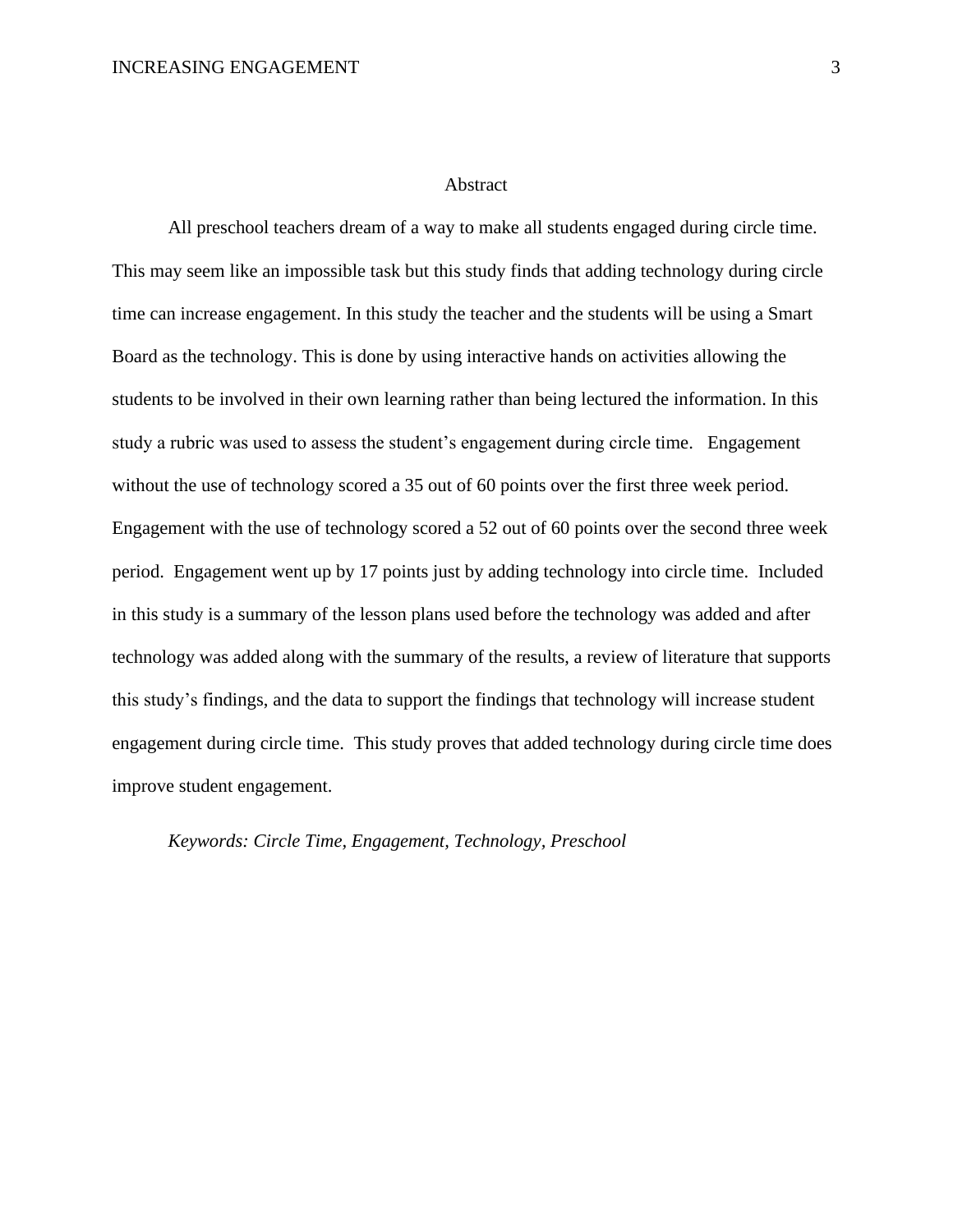# Abstract

All preschool teachers dream of a way to make all students engaged during circle time. This may seem like an impossible task but this study finds that adding technology during circle time can increase engagement. In this study the teacher and the students will be using a Smart Board as the technology. This is done by using interactive hands on activities allowing the students to be involved in their own learning rather than being lectured the information. In this study a rubric was used to assess the student's engagement during circle time. Engagement without the use of technology scored a 35 out of 60 points over the first three week period. Engagement with the use of technology scored a 52 out of 60 points over the second three week period. Engagement went up by 17 points just by adding technology into circle time. Included in this study is a summary of the lesson plans used before the technology was added and after technology was added along with the summary of the results, a review of literature that supports this study's findings, and the data to support the findings that technology will increase student engagement during circle time. This study proves that added technology during circle time does improve student engagement.

*Keywords: Circle Time, Engagement, Technology, Preschool*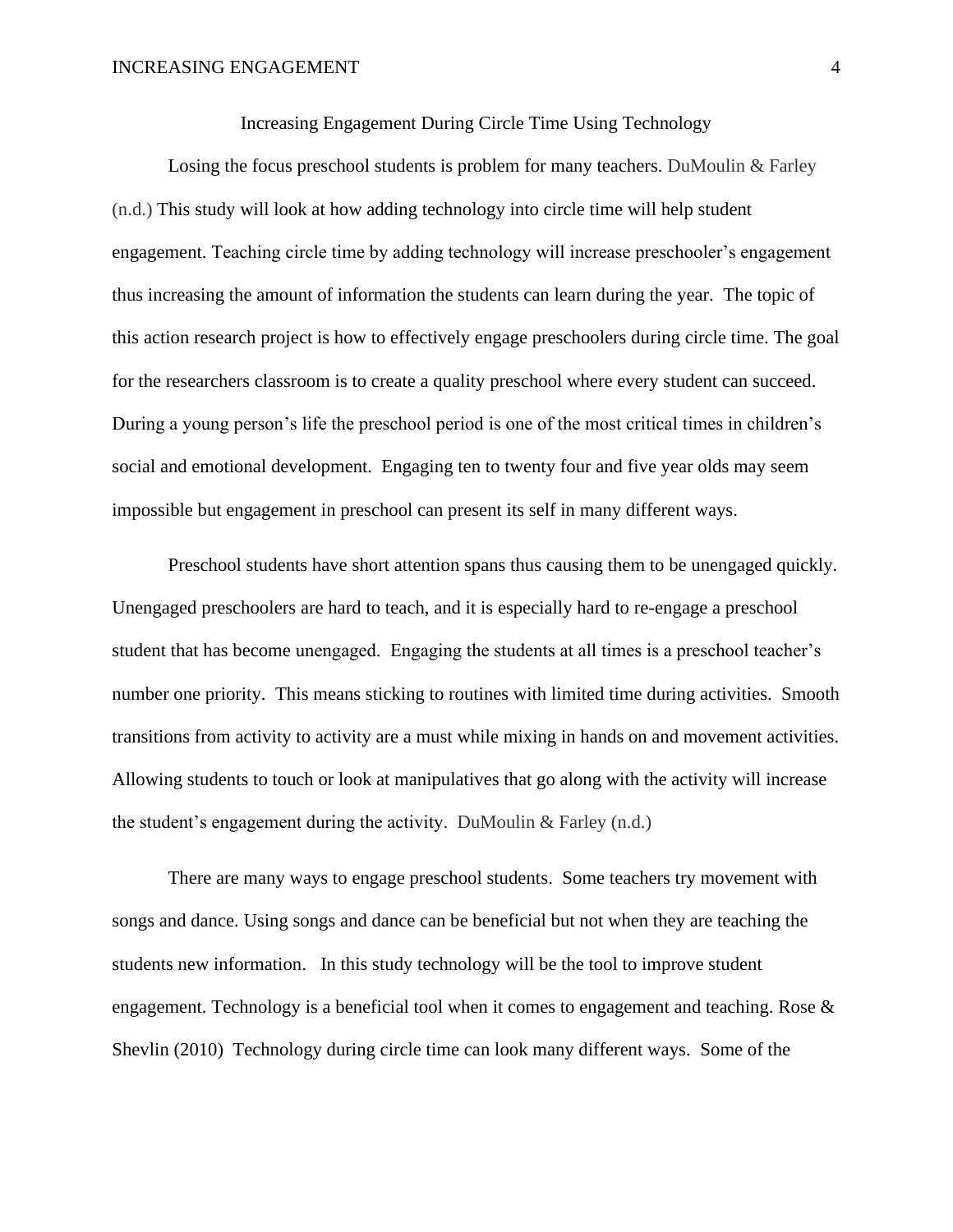# Increasing Engagement During Circle Time Using Technology

Losing the focus preschool students is problem for many teachers. DuMoulin & Farley (n.d.) This study will look at how adding technology into circle time will help student engagement. Teaching circle time by adding technology will increase preschooler's engagement thus increasing the amount of information the students can learn during the year. The topic of this action research project is how to effectively engage preschoolers during circle time. The goal for the researchers classroom is to create a quality preschool where every student can succeed. During a young person's life the preschool period is one of the most critical times in children's social and emotional development. Engaging ten to twenty four and five year olds may seem impossible but engagement in preschool can present its self in many different ways.

Preschool students have short attention spans thus causing them to be unengaged quickly. Unengaged preschoolers are hard to teach, and it is especially hard to re-engage a preschool student that has become unengaged. Engaging the students at all times is a preschool teacher's number one priority. This means sticking to routines with limited time during activities. Smooth transitions from activity to activity are a must while mixing in hands on and movement activities. Allowing students to touch or look at manipulatives that go along with the activity will increase the student's engagement during the activity. DuMoulin & Farley (n.d.)

There are many ways to engage preschool students. Some teachers try movement with songs and dance. Using songs and dance can be beneficial but not when they are teaching the students new information. In this study technology will be the tool to improve student engagement. Technology is a beneficial tool when it comes to engagement and teaching. Rose & Shevlin (2010) Technology during circle time can look many different ways. Some of the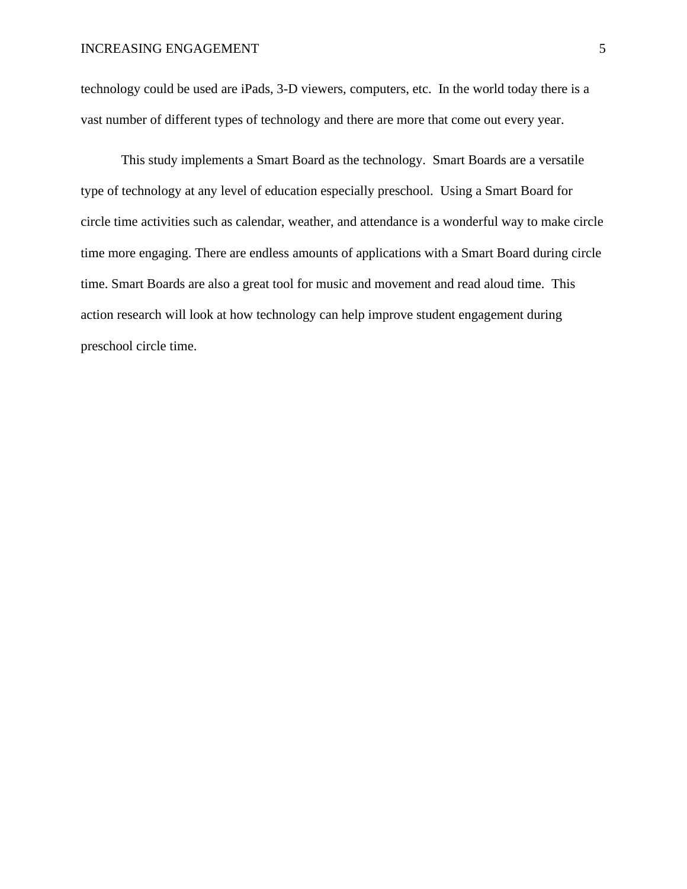technology could be used are iPads, 3-D viewers, computers, etc. In the world today there is a vast number of different types of technology and there are more that come out every year.

This study implements a Smart Board as the technology. Smart Boards are a versatile type of technology at any level of education especially preschool. Using a Smart Board for circle time activities such as calendar, weather, and attendance is a wonderful way to make circle time more engaging. There are endless amounts of applications with a Smart Board during circle time. Smart Boards are also a great tool for music and movement and read aloud time. This action research will look at how technology can help improve student engagement during preschool circle time.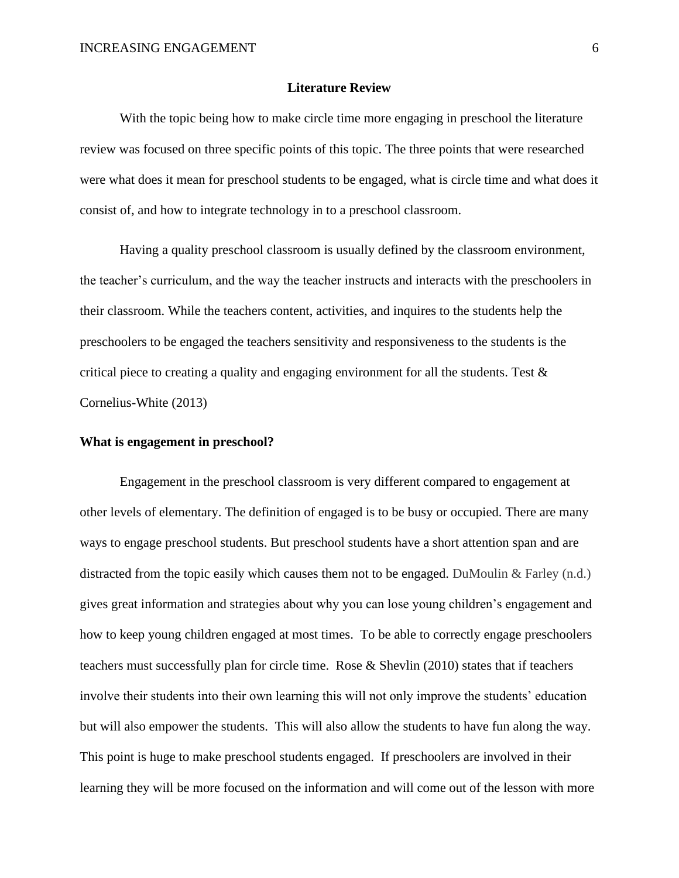## Literature Review

With the topic being how to make circle time more engaging in preschool the literature review was focused on three specific points of this topic. The three points that were researched were what does it mean for preschool students to be engaged, what is circle time and what does it consist of, and how to integrate technology in to a preschool classroom.

Having a quality preschool classroom is usually defined by the classroom environment, the teacher's curriculum, and the way the teacher instructs and interacts with the preschoolers in their classroom. While the teachers content, activities, and inquires to the students help the preschoolers to be engaged the teachers sensitivity and responsiveness to the students is the critical piece to creating a quality and engaging environment for all the students. Test & Cornelius-White (2013)

### What is engagement in preschool?

Engagement in the preschool classroom is very different compared to engagement at other levels of elementary. The definition of engaged is to be busy or occupied. There are many ways to engage preschool students. But preschool students have a short attention span and are distracted from the topic easily which causes them not to be engaged. DuMoulin & Farley (n.d.) gives great information and strategies about why you can lose young children's engagement and how to keep young children engaged at most times. To be able to correctly engage preschoolers teachers must successfully plan for circle time. Rose & Shevlin (2010) states that if teachers involve their students into their own learning this will not only improve the students' education but will also empower the students. This will also allow the students to have fun along the way. This point is huge to make preschool students engaged. If preschoolers are involved in their learning they will be more focused on the information and will come out of the lesson with more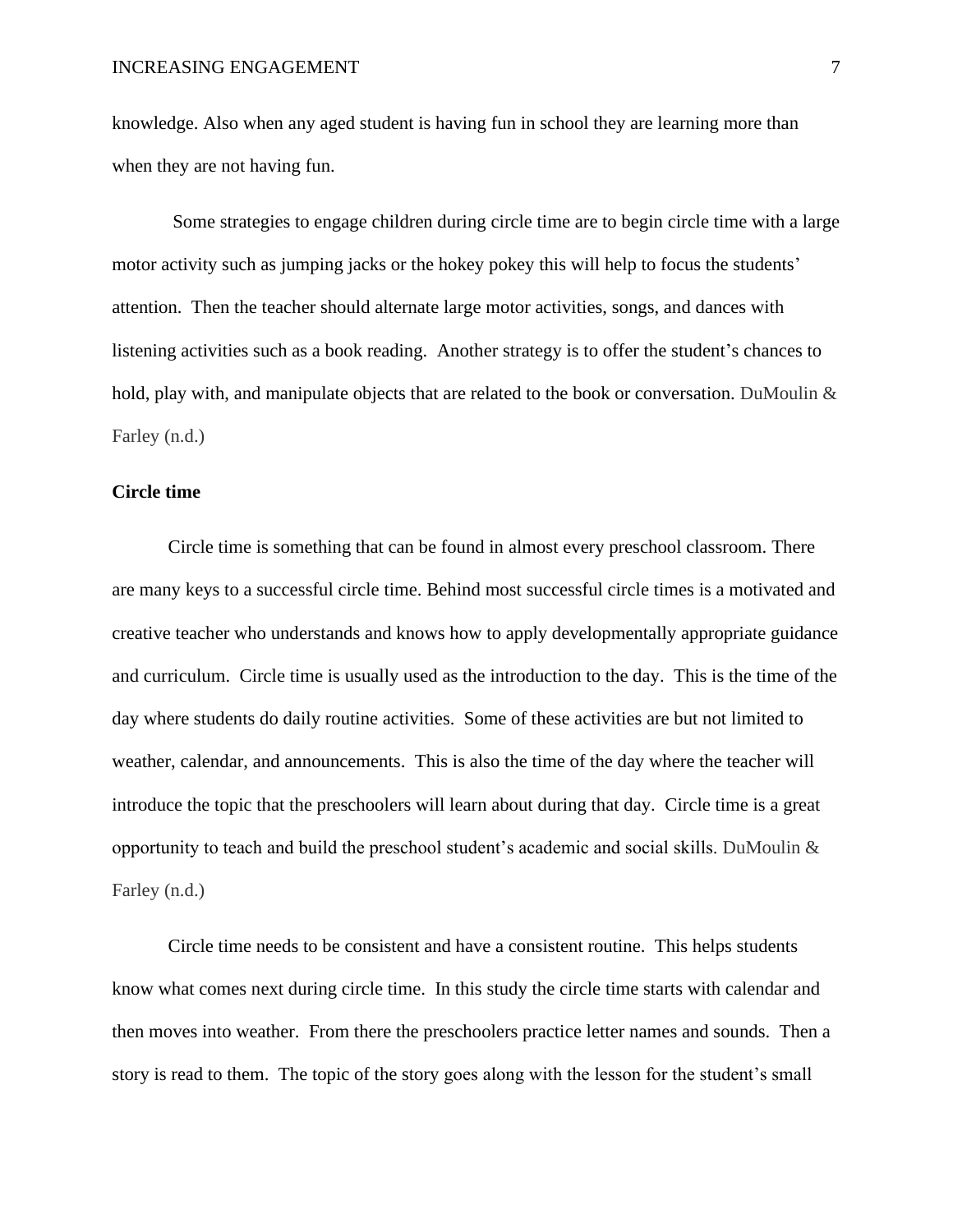knowledge. Also when any aged student is having fun in school they are learning more than when they are not having fun.

Some strategies to engage children during circle time are to begin circle time with a large motor activity such as jumping jacks or the hokey pokey this will help to focus the students' attention. Then the teacher should alternate large motor activities, songs, and dances with listening activities such as a book reading. Another strategy is to offer the student's chances to hold, play with, and manipulate objects that are related to the book or conversation. DuMoulin & Farley (n.d.)

**Circle time**

Circle time is something that can be found in almost every preschool classroom. There are many keys to a successful circle time. Behind most successful circle times is a motivated and creative teacher who understands and knows how to apply developmentally appropriate guidance and curriculum. Circle time is usually used as the introduction to the day. This is the time of the day where students do daily routine activities. Some of these activities are but not limited to weather, calendar, and announcements. This is also the time of the day where the teacher will introduce the topic that the preschoolers will learn about during that day. Circle time is a great opportunity to teach and build the preschool student's academic and social skills. DuMoulin & Farley (n.d.)

Circle time needs to be consistent and have a consistent routine. This helps students know what comes next during circle time. In this study the circle time starts with calendar and then moves into weather. From there the preschoolers practice letter names and sounds. Then a story is read to them. The topic of the story goes along with the lesson for the student's small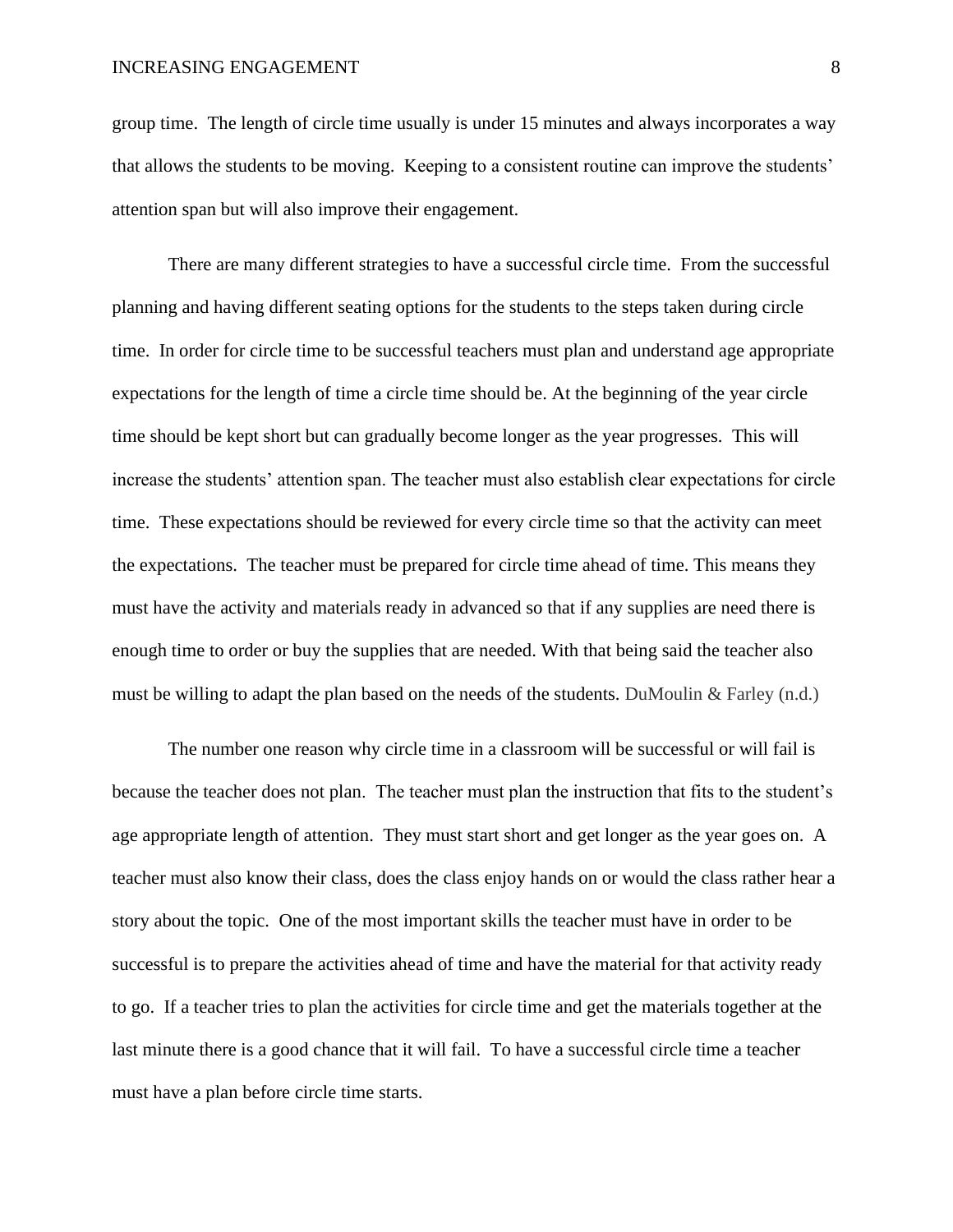group time. The length of circle time usually is under 15 minutes and always incorporates a way that allows the students to be moving. Keeping to a consistent routine can improve the students' attention span but will also improve their engagement.

There are many different strategies to have a successful circle time. From the successful planning and having different seating options for the students to the steps taken during circle time. In order for circle time to be successful teachers must plan and understand age appropriate expectations for the length of time a circle time should be. At the beginning of the year circle time should be kept short but can gradually become longer as the year progresses. This will increase the students' attention span. The teacher must also establish clear expectations for circle time. These expectations should be reviewed for every circle time so that the activity can meet the expectations. The teacher must be prepared for circle time ahead of time. This means they must have the activity and materials ready in advanced so that if any supplies are need there is enough time to order or buy the supplies that are needed. With that being said the teacher also must be willing to adapt the plan based on the needs of the students. DuMoulin & Farley (n.d.)

The number one reason why circle time in a classroom will be successful or will fail is because the teacher does not plan. The teacher must plan the instruction that fits to the student's age appropriate length of attention. They must start short and get longer as the year goes on. A teacher must also know their class, does the class enjoy hands on or would the class rather hear a story about the topic. One of the most important skills the teacher must have in order to be successful is to prepare the activities ahead of time and have the material for that activity ready to go. If a teacher tries to plan the activities for circle time and get the materials together at the last minute there is a good chance that it will fail. To have a successful circle time a teacher must have a plan before circle time starts.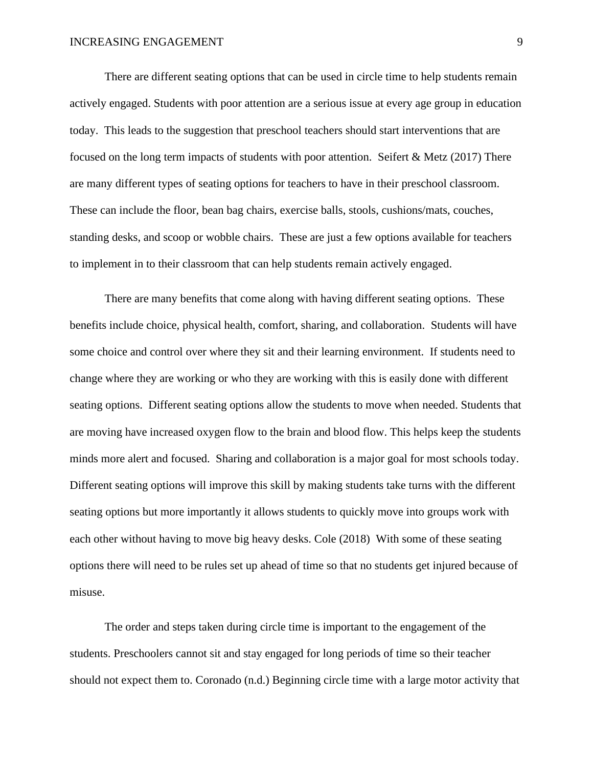There are different seating options that can be used in circle time to help students remain actively engaged. Students with poor attention are a serious issue at every age group in education today.  This leads to the suggestion that preschool teachers should start interventions that are focused on the long term impacts of students with poor attention.  Seifert & Metz (2017) There are many different types of seating options for teachers to have in their preschool classroom. These can include the floor, bean bag chairs, exercise balls, stools, cushions/mats, couches, standing desks, and scoop or wobble chairs.  These are just a few options available for teachers to implement in to their classroom that can help students remain actively engaged.

There are many benefits that come along with having different seating options.  These benefits include choice, physical health, comfort, sharing, and collaboration.  Students will have some choice and control over where they sit and their learning environment.  If students need to change where they are working or who they are working with this is easily done with different seating options.  Different seating options allow the students to move when needed. Students that are moving have increased oxygen flow to the brain and blood flow. This helps keep the students minds more alert and focused.  Sharing and collaboration is a major goal for most schools today. Different seating options will improve this skill by making students take turns with the different seating options but more importantly it allows students to quickly move into groups work with each other without having to move big heavy desks. Cole (2018)  With some of these seating options there will need to be rules set up ahead of time so that no students get injured because of misuse.

The order and steps taken during circle time is important to the engagement of the students. Preschoolers cannot sit and stay engaged for long periods of time so their teacher should not expect them to. Coronado (n.d.) Beginning circle time with a large motor activity that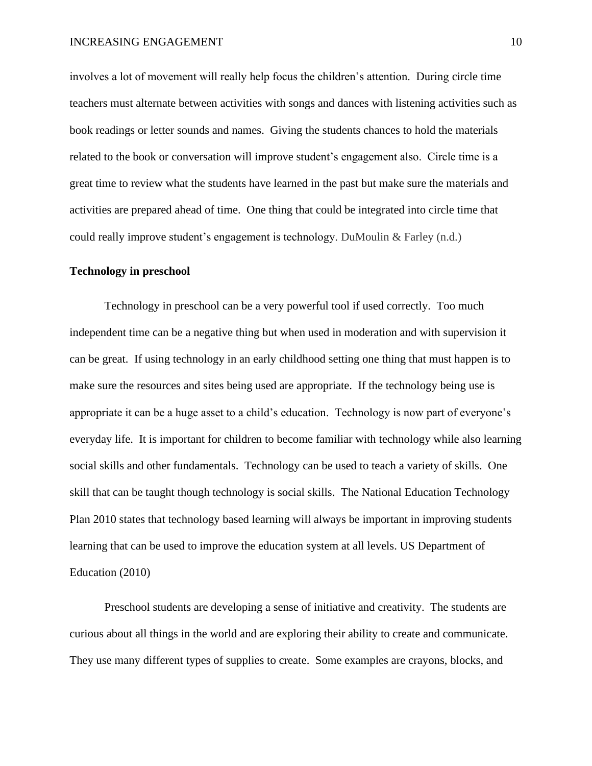involves a lot of movement will really help focus the children's attention. During circle time teachers must alternate between activities with songs and dances with listening activities such as book readings or letter sounds and names. Giving the students chances to hold the materials related to the book or conversation will improve student's engagement also. Circle time is a great time to review what the students have learned in the past but make sure the materials and activities are prepared ahead of time. One thing that could be integrated into circle time that could really improve student's engagement is technology. DuMoulin & Farley (n.d.)

**Technology in preschool**

Technology in preschool can be a very powerful tool if used correctly. Too much independent time can be a negative thing but when used in moderation and with supervision it can be great. If using technology in an early childhood setting one thing that must happen is to make sure the resources and sites being used are appropriate. If the technology being use is appropriate it can be a huge asset to a child's education. Technology is now part of everyone's everyday life. It is important for children to become familiar with technology while also learning social skills and other fundamentals. Technology can be used to teach a variety of skills. One skill that can be taught though technology is social skills. The National Education Technology Plan 2010 states that technology based learning will always be important in improving students learning that can be used to improve the education system at all levels. US Department of Education (2010)

Preschool students are developing a sense of initiative and creativity. The students are curious about all things in the world and are exploring their ability to create and communicate. They use many different types of supplies to create. Some examples are crayons, blocks, and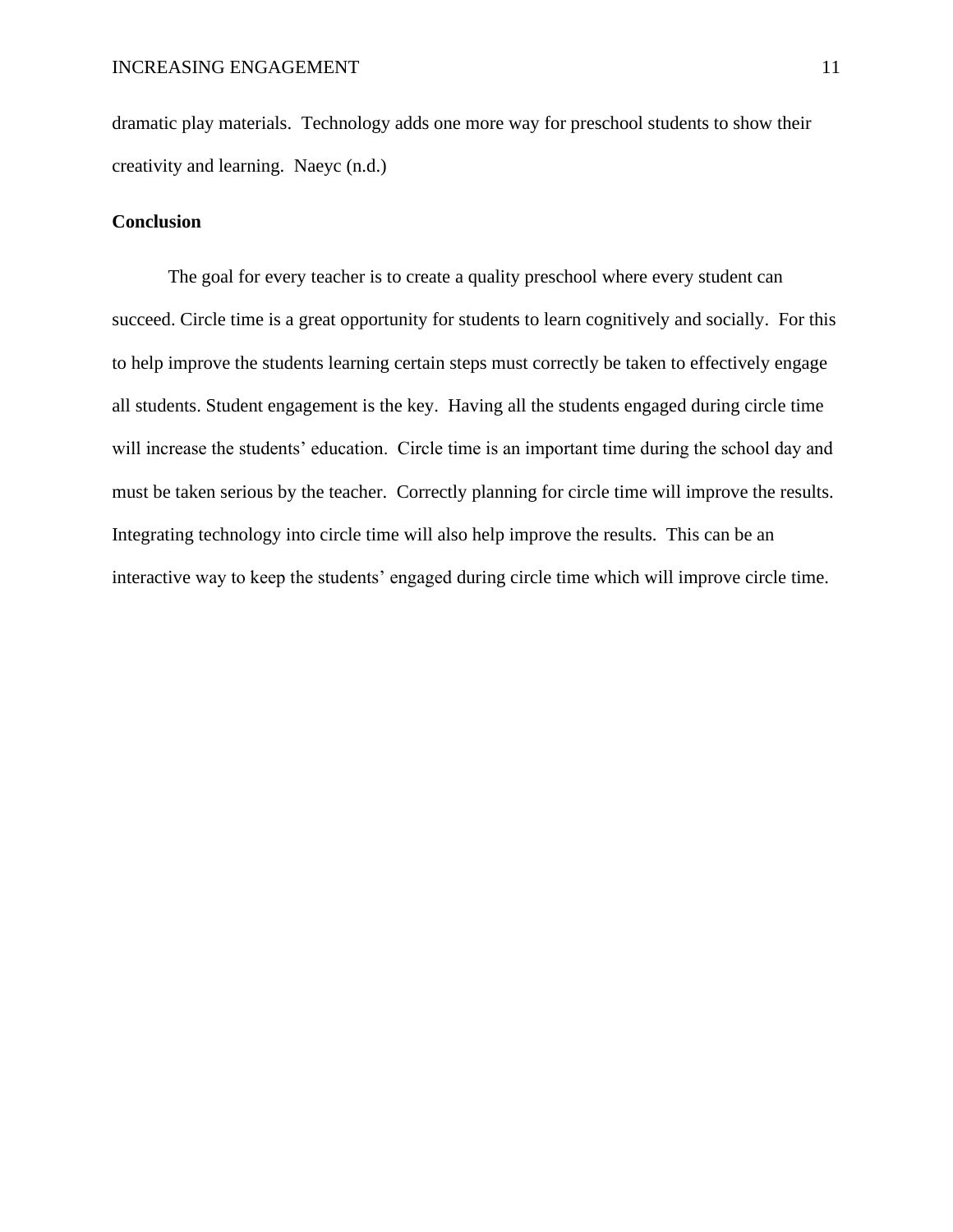dramatic play materials.  Technology adds one more way for preschool students to show their creativity and learning.  Naeyc (n.d.)

**Conclusion**

The goal for every teacher is to create a quality preschool where every student can succeed. Circle time is a great opportunity for students to learn cognitively and socially.  For this to help improve the students learning certain steps must correctly be taken to effectively engage all students. Student engagement is the key.  Having all the students engaged during circle time will increase the students' education.  Circle time is an important time during the school day and must be taken serious by the teacher.  Correctly planning for circle time will improve the results. Integrating technology into circle time will also help improve the results.  This can be an interactive way to keep the students' engaged during circle time which will improve circle time.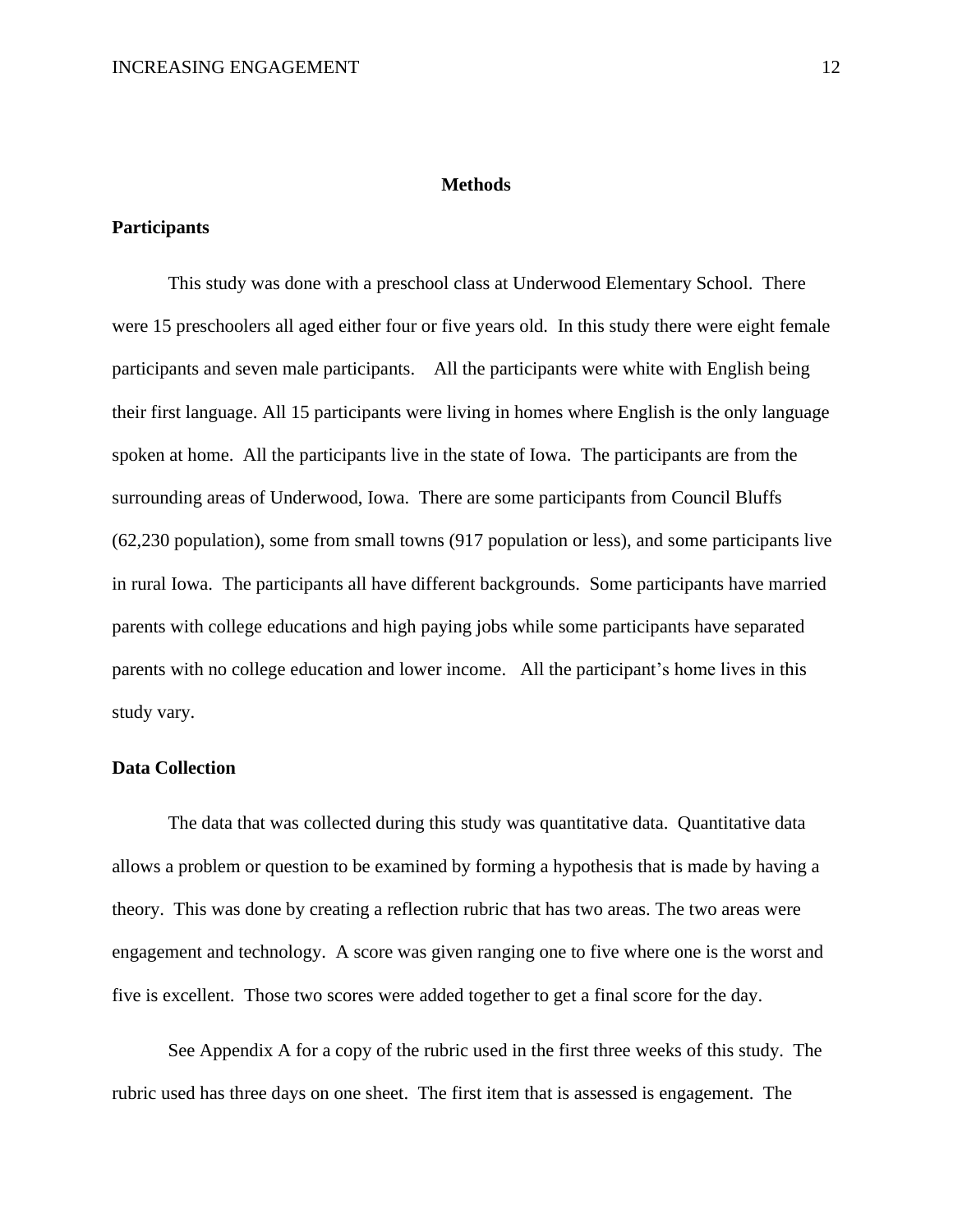# Methods

## Participants

This study was done with a preschool class at Underwood Elementary School. There were 15 preschoolers all aged either four or five years old. In this study there were eight female participants and seven male participants. All the participants were white with English being their first language. All 15 participants were living in homes where English is the only language spoken at home. All the participants live in the state of Iowa. The participants are from the surrounding areas of Underwood, Iowa. There are some participants from Council Bluffs (62,230 population), some from small towns (917 population or less), and some participants live in rural Iowa. The participants all have different backgrounds. Some participants have married parents with college educations and high paying jobs while some participants have separated parents with no college education and lower income. All the participant's home lives in this study vary.

## Data Collection

The data that was collected during this study was quantitative data. Quantitative data allows a problem or question to be examined by forming a hypothesis that is made by having a theory. This was done by creating a reflection rubric that has two areas. The two areas were engagement and technology. A score was given ranging one to five where one is the worst and five is excellent. Those two scores were added together to get a final score for the day.

See Appendix A for a copy of the rubric used in the first three weeks of this study. The rubric used has three days on one sheet. The first item that is assessed is engagement. The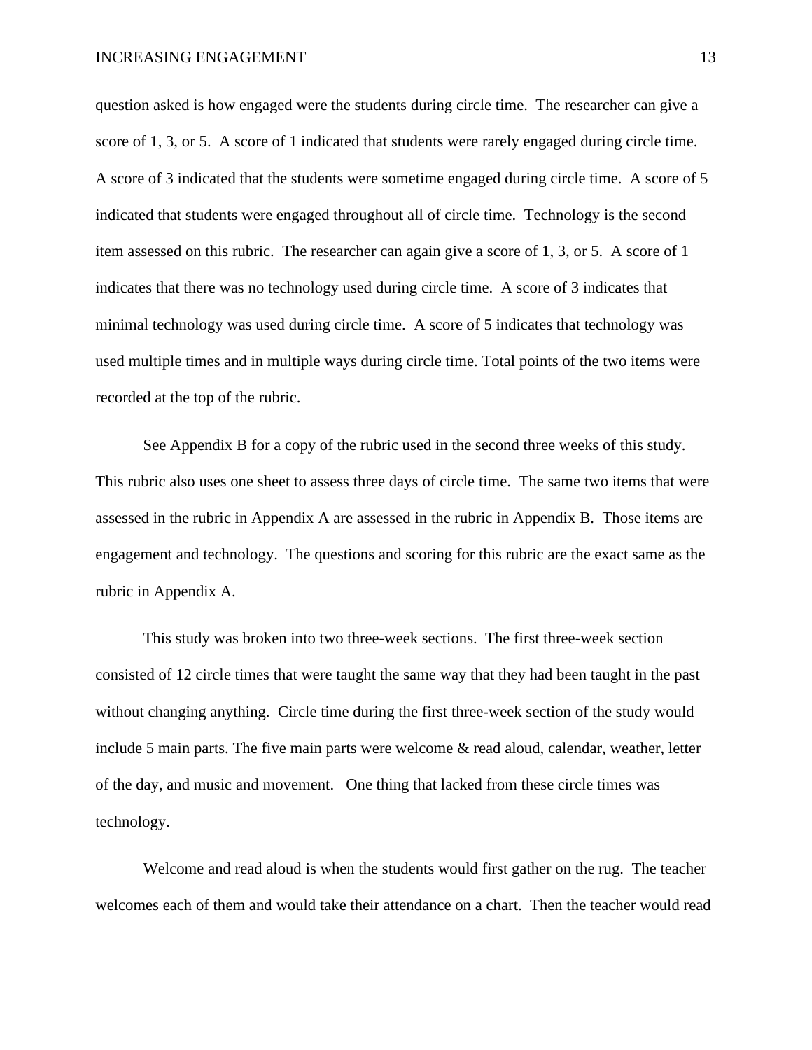question asked is how engaged were the students during circle time. The researcher can give a score of 1, 3, or 5. A score of 1 indicated that students were rarely engaged during circle time. A score of 3 indicated that the students were sometime engaged during circle time. A score of 5 indicated that students were engaged throughout all of circle time. Technology is the second item assessed on this rubric. The researcher can again give a score of 1, 3, or 5. A score of 1 indicates that there was no technology used during circle time. A score of 3 indicates that minimal technology was used during circle time. A score of 5 indicates that technology was used multiple times and in multiple ways during circle time. Total points of the two items were recorded at the top of the rubric.

See Appendix B for a copy of the rubric used in the second three weeks of this study. This rubric also uses one sheet to assess three days of circle time. The same two items that were assessed in the rubric in Appendix A are assessed in the rubric in Appendix B. Those items are engagement and technology. The questions and scoring for this rubric are the exact same as the rubric in Appendix A.

This study was broken into two three-week sections. The first three-week section consisted of 12 circle times that were taught the same way that they had been taught in the past without changing anything. Circle time during the first three-week section of the study would include 5 main parts. The five main parts were welcome & read aloud, calendar, weather, letter of the day, and music and movement. One thing that lacked from these circle times was technology.

Welcome and read aloud is when the students would first gather on the rug. The teacher welcomes each of them and would take their attendance on a chart. Then the teacher would read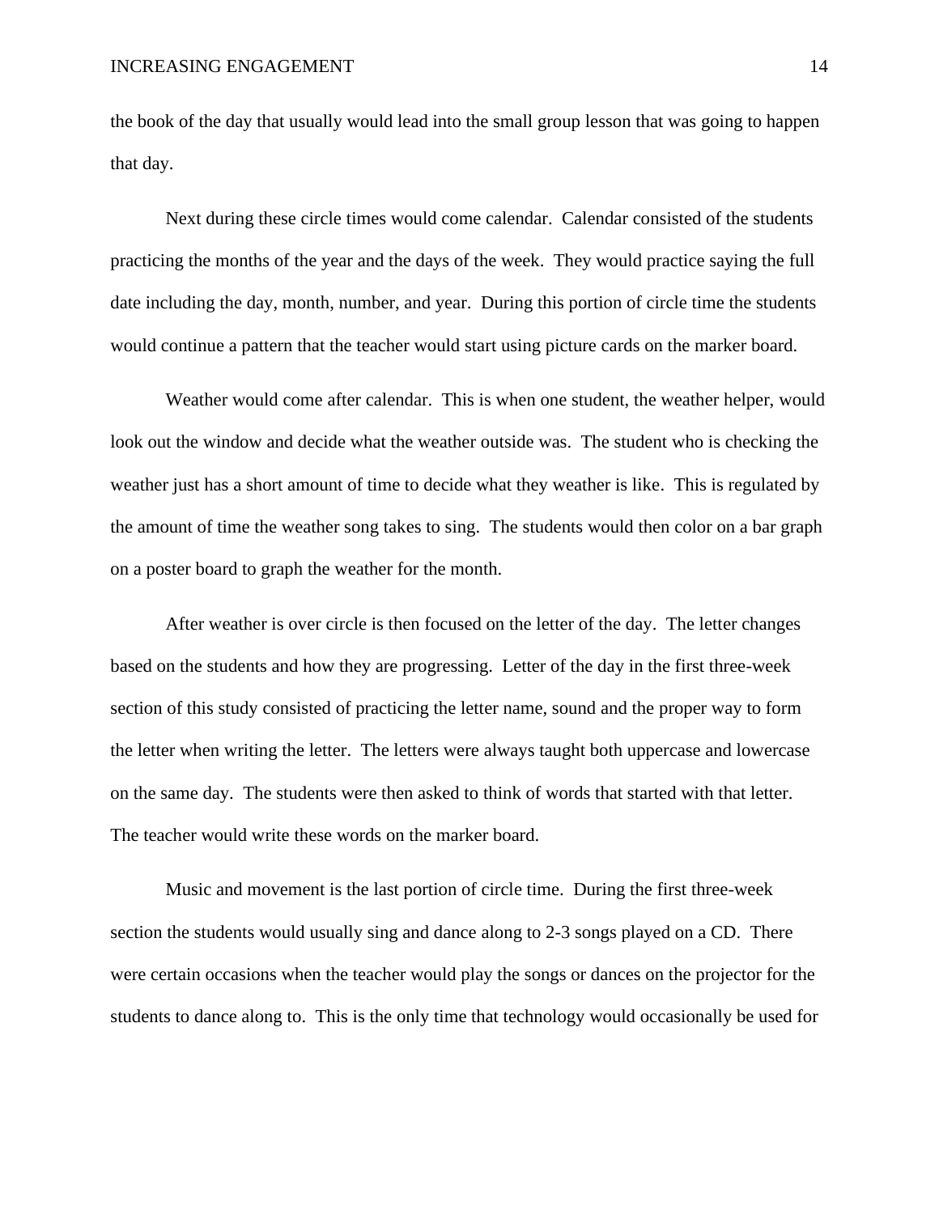the book of the day that usually would lead into the small group lesson that was going to happen that day.

Next during these circle times would come calendar. Calendar consisted of the students practicing the months of the year and the days of the week. They would practice saying the full date including the day, month, number, and year. During this portion of circle time the students would continue a pattern that the teacher would start using picture cards on the marker board.

Weather would come after calendar. This is when one student, the weather helper, would look out the window and decide what the weather outside was. The student who is checking the weather just has a short amount of time to decide what they weather is like. This is regulated by the amount of time the weather song takes to sing. The students would then color on a bar graph on a poster board to graph the weather for the month.

After weather is over circle is then focused on the letter of the day. The letter changes based on the students and how they are progressing. Letter of the day in the first three-week section of this study consisted of practicing the letter name, sound and the proper way to form the letter when writing the letter. The letters were always taught both uppercase and lowercase on the same day. The students were then asked to think of words that started with that letter. The teacher would write these words on the marker board.

Music and movement is the last portion of circle time. During the first three-week section the students would usually sing and dance along to 2-3 songs played on a CD. There were certain occasions when the teacher would play the songs or dances on the projector for the students to dance along to. This is the only time that technology would occasionally be used for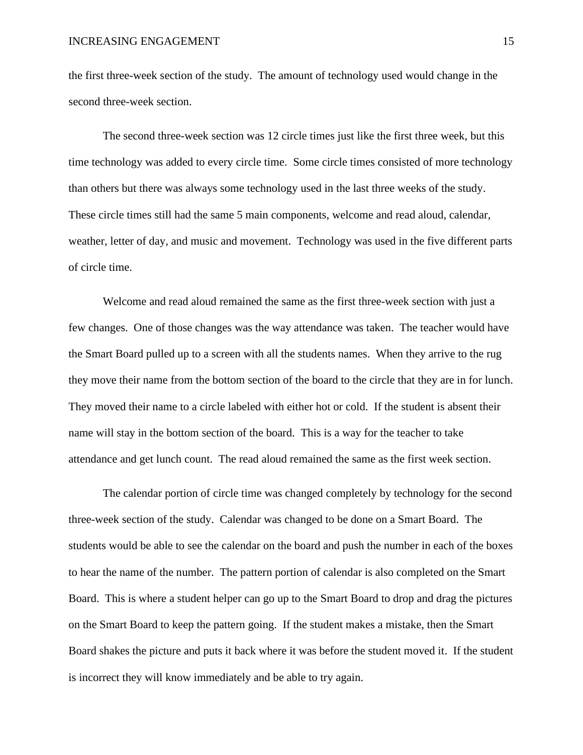the first three-week section of the study.  The amount of technology used would change in the second three-week section.

The second three-week section was 12 circle times just like the first three week, but this time technology was added to every circle time.  Some circle times consisted of more technology than others but there was always some technology used in the last three weeks of the study.  These circle times still had the same 5 main components, welcome and read aloud, calendar, weather, letter of day, and music and movement.  Technology was used in the five different parts of circle time.

Welcome and read aloud remained the same as the first three-week section with just a few changes.  One of those changes was the way attendance was taken.  The teacher would have the Smart Board pulled up to a screen with all the students names.  When they arrive to the rug they move their name from the bottom section of the board to the circle that they are in for lunch.  They moved their name to a circle labeled with either hot or cold.  If the student is absent their name will stay in the bottom section of the board.  This is a way for the teacher to take attendance and get lunch count.  The read aloud remained the same as the first week section.

The calendar portion of circle time was changed completely by technology for the second three-week section of the study.  Calendar was changed to be done on a Smart Board.  The students would be able to see the calendar on the board and push the number in each of the boxes to hear the name of the number.  The pattern portion of calendar is also completed on the Smart Board.  This is where a student helper can go up to the Smart Board to drop and drag the pictures on the Smart Board to keep the pattern going.  If the student makes a mistake, then the Smart Board shakes the picture and puts it back where it was before the student moved it.  If the student is incorrect they will know immediately and be able to try again.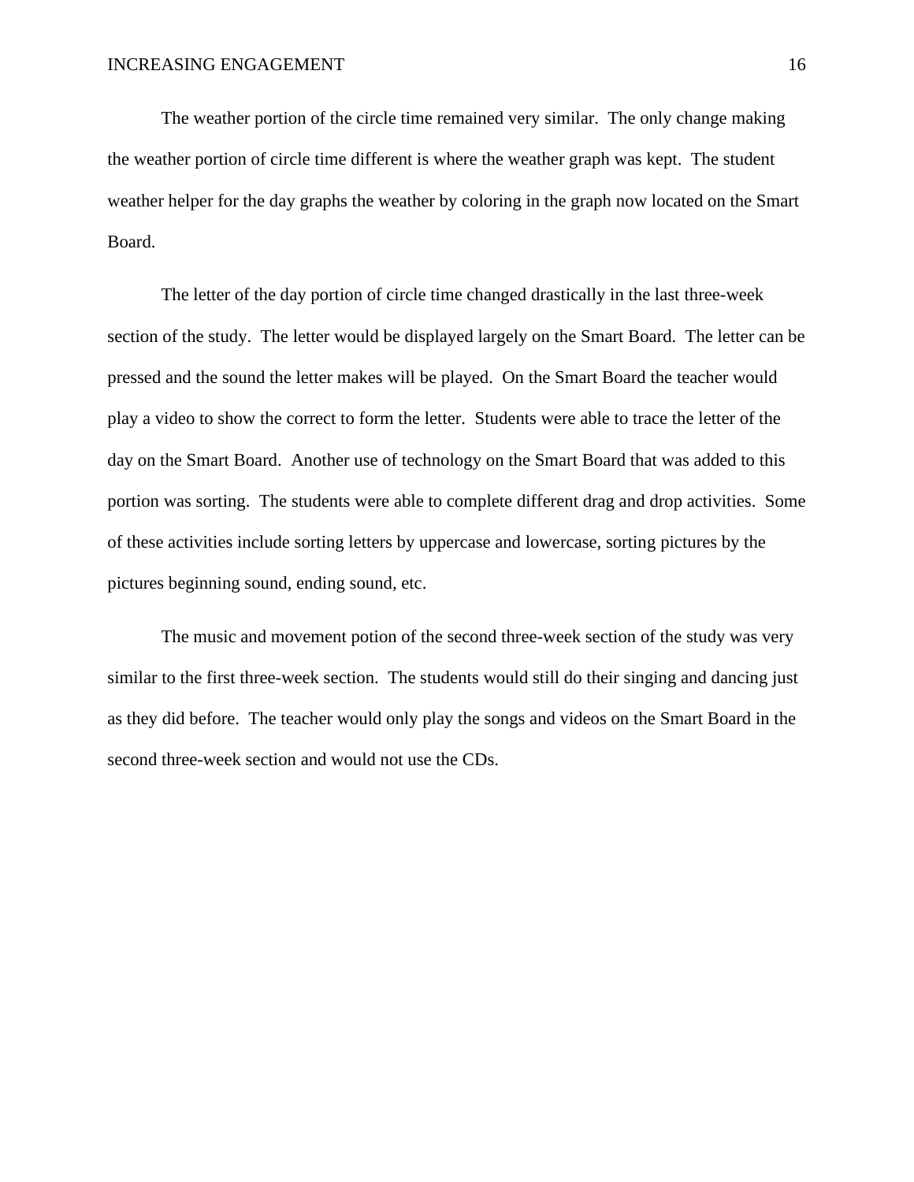The weather portion of the circle time remained very similar.  The only change making the weather portion of circle time different is where the weather graph was kept.  The student weather helper for the day graphs the weather by coloring in the graph now located on the Smart Board.

The letter of the day portion of circle time changed drastically in the last three-week section of the study.  The letter would be displayed largely on the Smart Board.  The letter can be pressed and the sound the letter makes will be played.  On the Smart Board the teacher would play a video to show the correct to form the letter.  Students were able to trace the letter of the day on the Smart Board.  Another use of technology on the Smart Board that was added to this portion was sorting.  The students were able to complete different drag and drop activities.  Some of these activities include sorting letters by uppercase and lowercase, sorting pictures by the pictures beginning sound, ending sound, etc.

The music and movement potion of the second three-week section of the study was very similar to the first three-week section.  The students would still do their singing and dancing just as they did before.  The teacher would only play the songs and videos on the Smart Board in the second three-week section and would not use the CDs.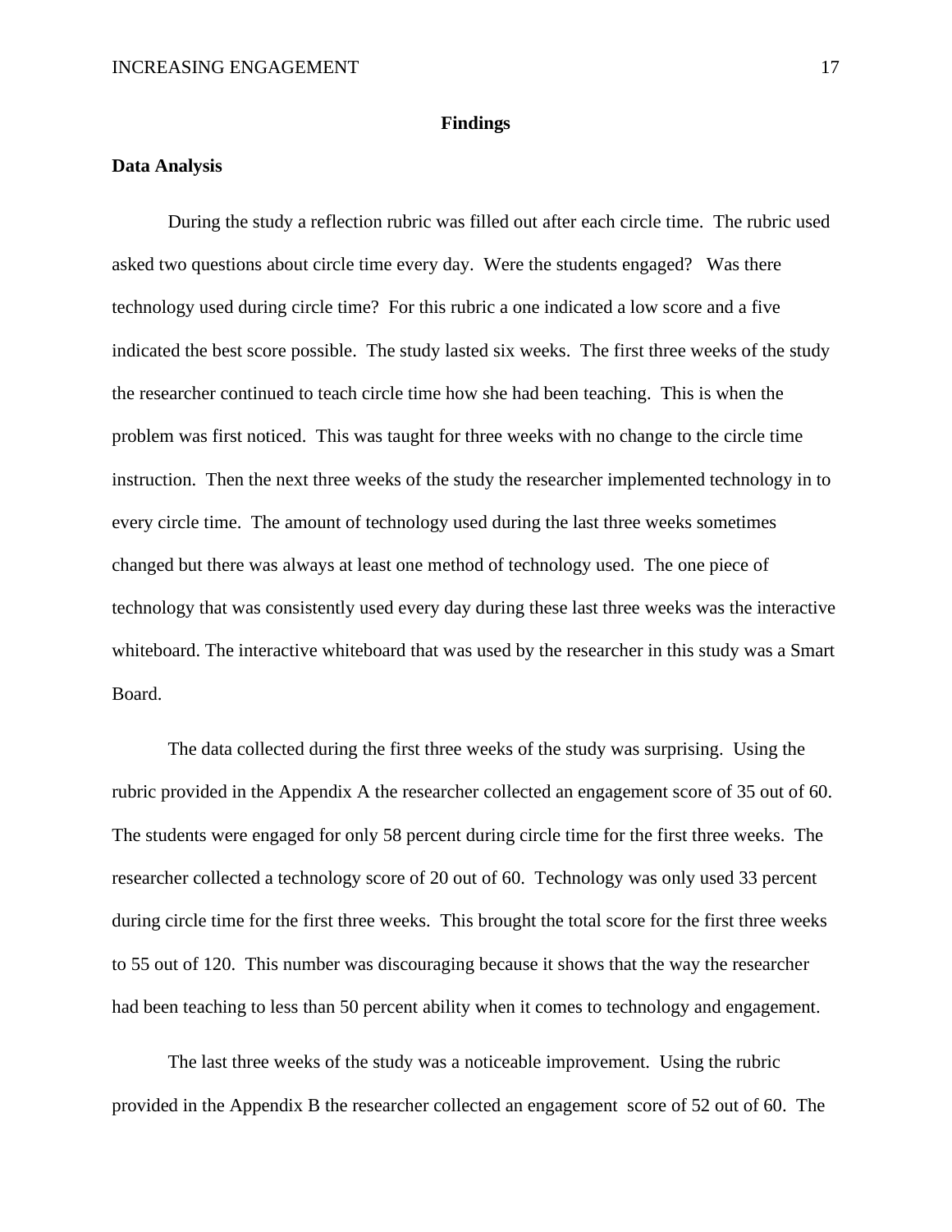# Findings

## Data Analysis

During the study a reflection rubric was filled out after each circle time. The rubric used asked two questions about circle time every day. Were the students engaged? Was there technology used during circle time? For this rubric a one indicated a low score and a five indicated the best score possible. The study lasted six weeks. The first three weeks of the study the researcher continued to teach circle time how she had been teaching. This is when the problem was first noticed. This was taught for three weeks with no change to the circle time instruction. Then the next three weeks of the study the researcher implemented technology in to every circle time. The amount of technology used during the last three weeks sometimes changed but there was always at least one method of technology used. The one piece of technology that was consistently used every day during these last three weeks was the interactive whiteboard. The interactive whiteboard that was used by the researcher in this study was a Smart Board.

The data collected during the first three weeks of the study was surprising. Using the rubric provided in the Appendix A the researcher collected an engagement score of 35 out of 60. The students were engaged for only 58 percent during circle time for the first three weeks. The researcher collected a technology score of 20 out of 60. Technology was only used 33 percent during circle time for the first three weeks. This brought the total score for the first three weeks to 55 out of 120. This number was discouraging because it shows that the way the researcher had been teaching to less than 50 percent ability when it comes to technology and engagement.

The last three weeks of the study was a noticeable improvement. Using the rubric provided in the Appendix B the researcher collected an engagement score of 52 out of 60. The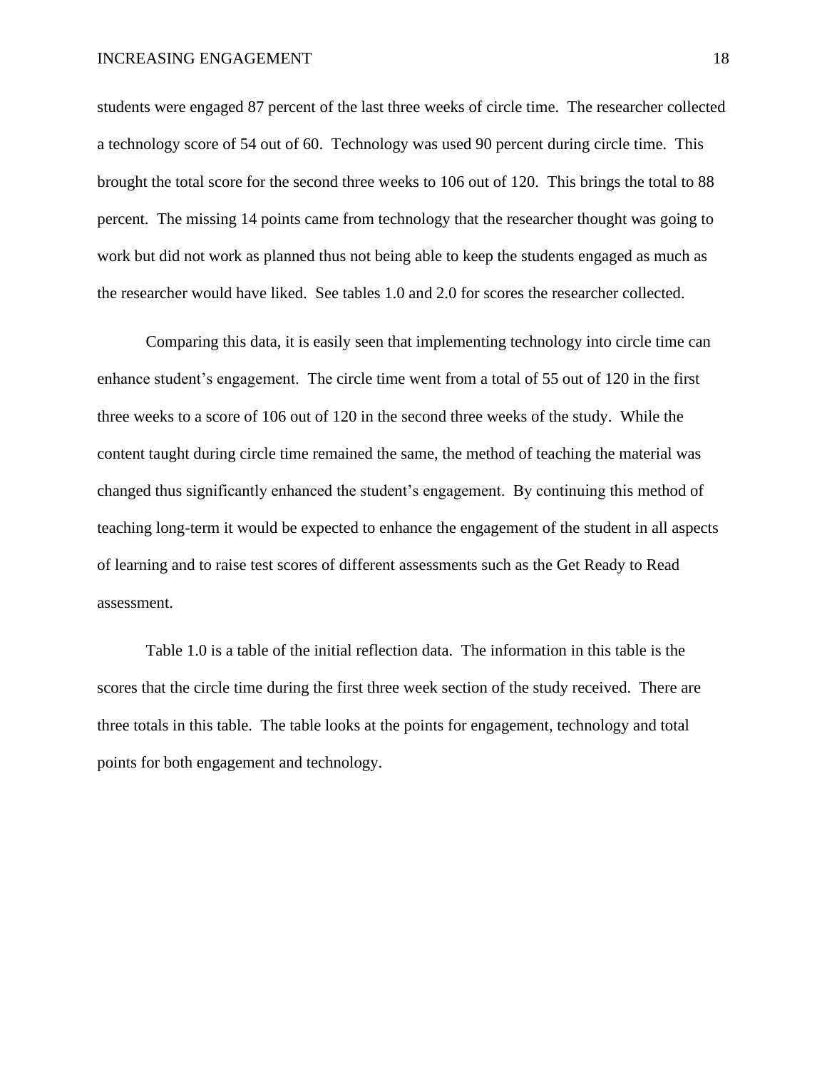students were engaged 87 percent of the last three weeks of circle time. The researcher collected a technology score of 54 out of 60. Technology was used 90 percent during circle time. This brought the total score for the second three weeks to 106 out of 120. This brings the total to 88 percent. The missing 14 points came from technology that the researcher thought was going to work but did not work as planned thus not being able to keep the students engaged as much as the researcher would have liked. See tables 1.0 and 2.0 for scores the researcher collected.

Comparing this data, it is easily seen that implementing technology into circle time can enhance student's engagement. The circle time went from a total of 55 out of 120 in the first three weeks to a score of 106 out of 120 in the second three weeks of the study. While the content taught during circle time remained the same, the method of teaching the material was changed thus significantly enhanced the student's engagement. By continuing this method of teaching long-term it would be expected to enhance the engagement of the student in all aspects of learning and to raise test scores of different assessments such as the Get Ready to Read assessment.

Table 1.0 is a table of the initial reflection data. The information in this table is the scores that the circle time during the first three week section of the study received. There are three totals in this table. The table looks at the points for engagement, technology and total points for both engagement and technology.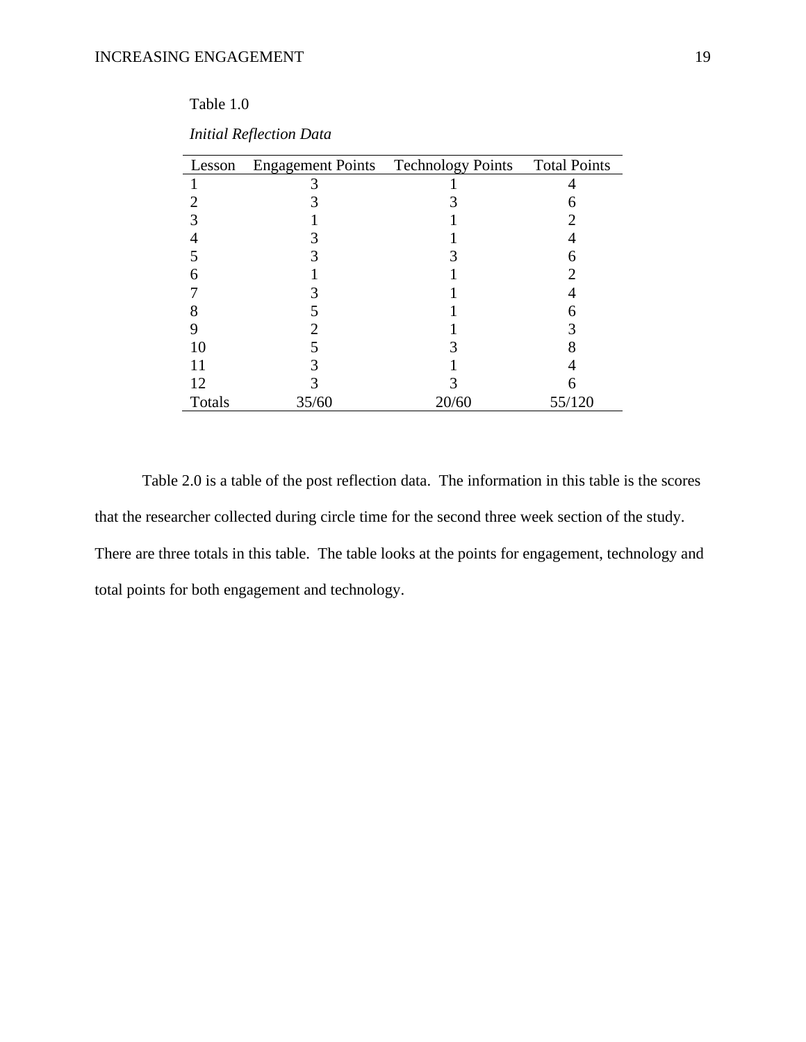Table 1.0

*Initial Reflection Data*

| Lesson | Engagement Points | Technology Points | Total Points |
|---|---|---|---|
| 1 | 3 | 1 | 4 |
| 2 | 3 | 3 | 6 |
| 3 | 1 | 1 | 2 |
| 4 | 3 | 1 | 4 |
| 5 | 3 | 3 | 6 |
| 6 | 1 | 1 | 2 |
| 7 | 3 | 1 | 4 |
| 8 | 5 | 1 | 6 |
| 9 | 2 | 1 | 3 |
| 10 | 5 | 3 | 8 |
| 11 | 3 | 1 | 4 |
| 12 | 3 | 3 | 6 |
| Totals | 35/60 | 20/60 | 55/120 |

Table 2.0 is a table of the post reflection data. The information in this table is the scores that the researcher collected during circle time for the second three week section of the study. There are three totals in this table. The table looks at the points for engagement, technology and total points for both engagement and technology.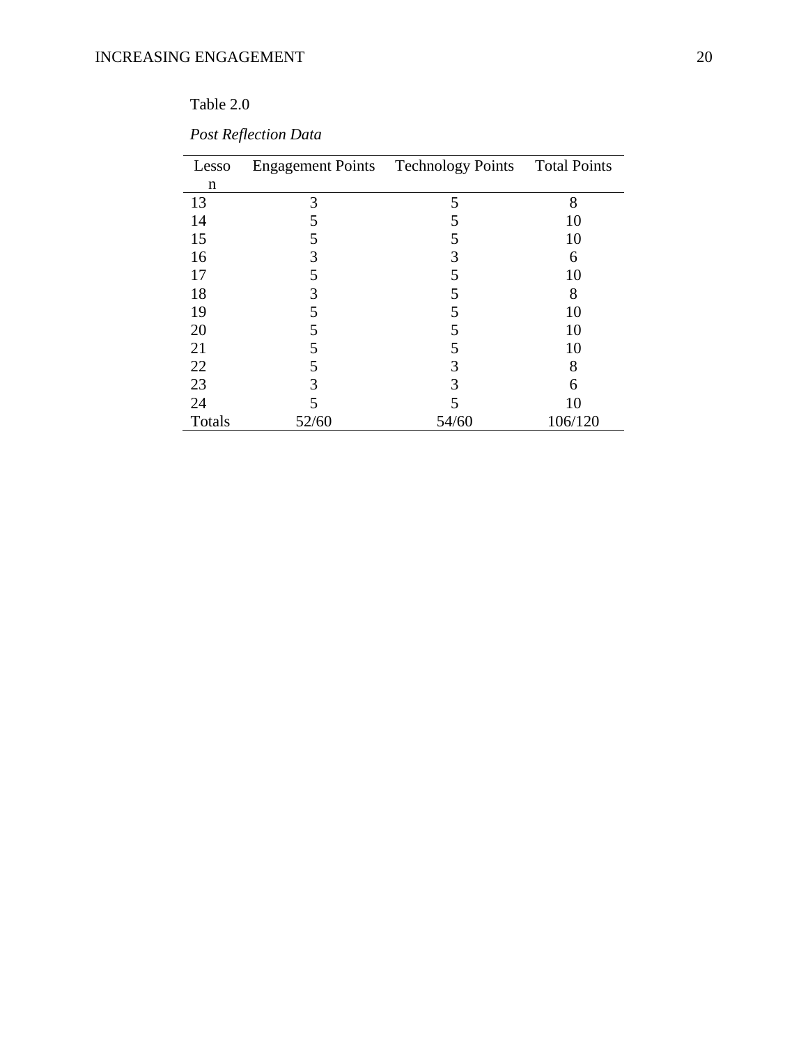Table 2.0

*Post Reflection Data*

| Lesson | Engagement Points | Technology Points | Total Points |
| --- | --- | --- | --- |
| 13 | 3 | 5 | 8 |
| 14 | 5 | 5 | 10 |
| 15 | 5 | 5 | 10 |
| 16 | 3 | 3 | 6 |
| 17 | 5 | 5 | 10 |
| 18 | 3 | 5 | 8 |
| 19 | 5 | 5 | 10 |
| 20 | 5 | 5 | 10 |
| 21 | 5 | 5 | 10 |
| 22 | 5 | 3 | 8 |
| 23 | 3 | 3 | 6 |
| 24 | 5 | 5 | 10 |
| Totals | 52/60 | 54/60 | 106/120 |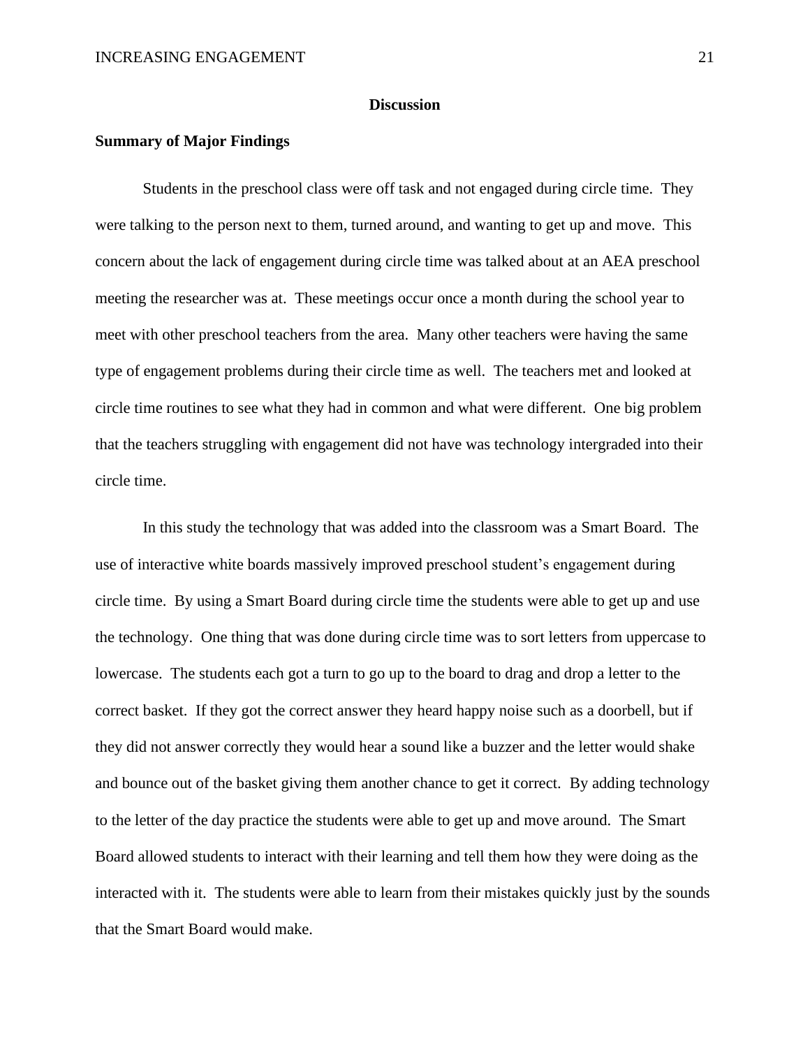# Discussion

## Summary of Major Findings

Students in the preschool class were off task and not engaged during circle time. They were talking to the person next to them, turned around, and wanting to get up and move. This concern about the lack of engagement during circle time was talked about at an AEA preschool meeting the researcher was at. These meetings occur once a month during the school year to meet with other preschool teachers from the area. Many other teachers were having the same type of engagement problems during their circle time as well. The teachers met and looked at circle time routines to see what they had in common and what were different. One big problem that the teachers struggling with engagement did not have was technology intergraded into their circle time.

In this study the technology that was added into the classroom was a Smart Board. The use of interactive white boards massively improved preschool student's engagement during circle time. By using a Smart Board during circle time the students were able to get up and use the technology. One thing that was done during circle time was to sort letters from uppercase to lowercase. The students each got a turn to go up to the board to drag and drop a letter to the correct basket. If they got the correct answer they heard happy noise such as a doorbell, but if they did not answer correctly they would hear a sound like a buzzer and the letter would shake and bounce out of the basket giving them another chance to get it correct. By adding technology to the letter of the day practice the students were able to get up and move around. The Smart Board allowed students to interact with their learning and tell them how they were doing as the interacted with it. The students were able to learn from their mistakes quickly just by the sounds that the Smart Board would make.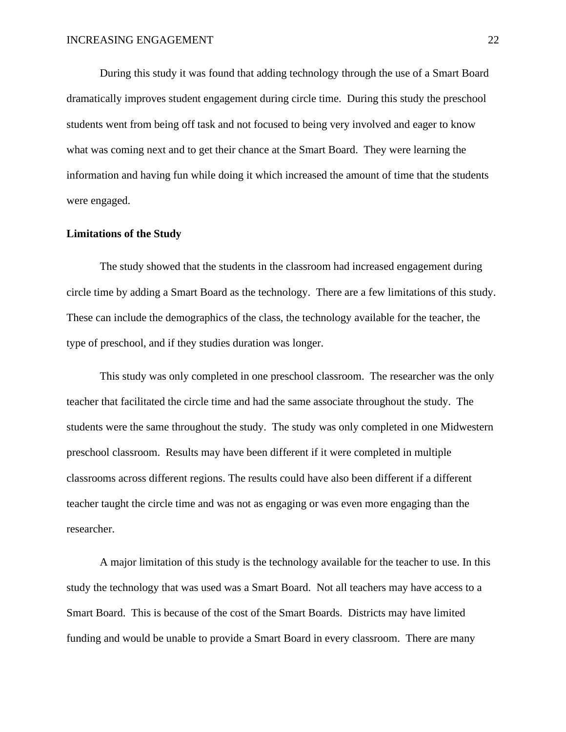During this study it was found that adding technology through the use of a Smart Board dramatically improves student engagement during circle time. During this study the preschool students went from being off task and not focused to being very involved and eager to know what was coming next and to get their chance at the Smart Board. They were learning the information and having fun while doing it which increased the amount of time that the students were engaged.

**Limitations of the Study**

The study showed that the students in the classroom had increased engagement during circle time by adding a Smart Board as the technology. There are a few limitations of this study. These can include the demographics of the class, the technology available for the teacher, the type of preschool, and if they studies duration was longer.

This study was only completed in one preschool classroom. The researcher was the only teacher that facilitated the circle time and had the same associate throughout the study. The students were the same throughout the study. The study was only completed in one Midwestern preschool classroom. Results may have been different if it were completed in multiple classrooms across different regions. The results could have also been different if a different teacher taught the circle time and was not as engaging or was even more engaging than the researcher.

A major limitation of this study is the technology available for the teacher to use. In this study the technology that was used was a Smart Board. Not all teachers may have access to a Smart Board. This is because of the cost of the Smart Boards. Districts may have limited funding and would be unable to provide a Smart Board in every classroom. There are many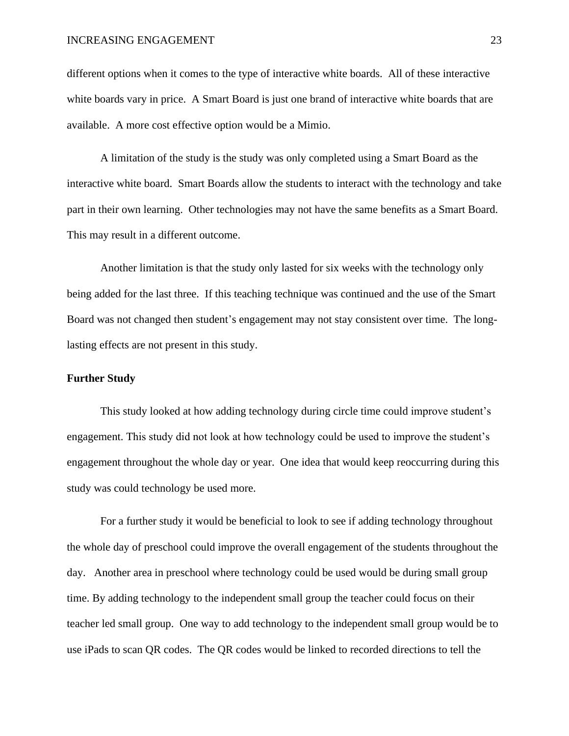different options when it comes to the type of interactive white boards. All of these interactive white boards vary in price. A Smart Board is just one brand of interactive white boards that are available. A more cost effective option would be a Mimio.

A limitation of the study is the study was only completed using a Smart Board as the interactive white board. Smart Boards allow the students to interact with the technology and take part in their own learning. Other technologies may not have the same benefits as a Smart Board. This may result in a different outcome.

Another limitation is that the study only lasted for six weeks with the technology only being added for the last three. If this teaching technique was continued and the use of the Smart Board was not changed then student's engagement may not stay consistent over time. The long-lasting effects are not present in this study.

**Further Study**

This study looked at how adding technology during circle time could improve student's engagement. This study did not look at how technology could be used to improve the student's engagement throughout the whole day or year. One idea that would keep reoccurring during this study was could technology be used more.

For a further study it would be beneficial to look to see if adding technology throughout the whole day of preschool could improve the overall engagement of the students throughout the day. Another area in preschool where technology could be used would be during small group time. By adding technology to the independent small group the teacher could focus on their teacher led small group. One way to add technology to the independent small group would be to use iPads to scan QR codes. The QR codes would be linked to recorded directions to tell the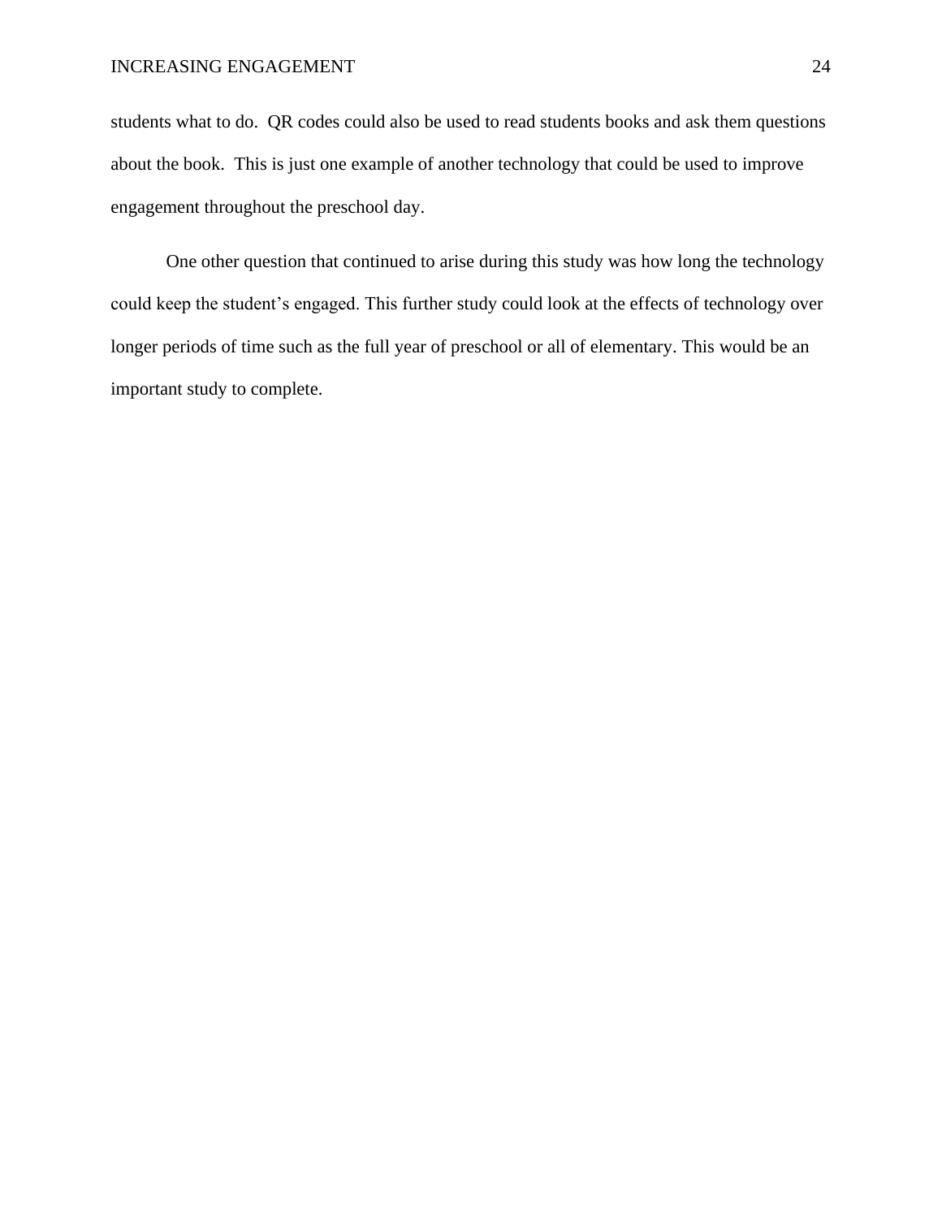students what to do.  QR codes could also be used to read students books and ask them questions about the book.  This is just one example of another technology that could be used to improve engagement throughout the preschool day.

One other question that continued to arise during this study was how long the technology could keep the student's engaged. This further study could look at the effects of technology over longer periods of time such as the full year of preschool or all of elementary. This would be an important study to complete.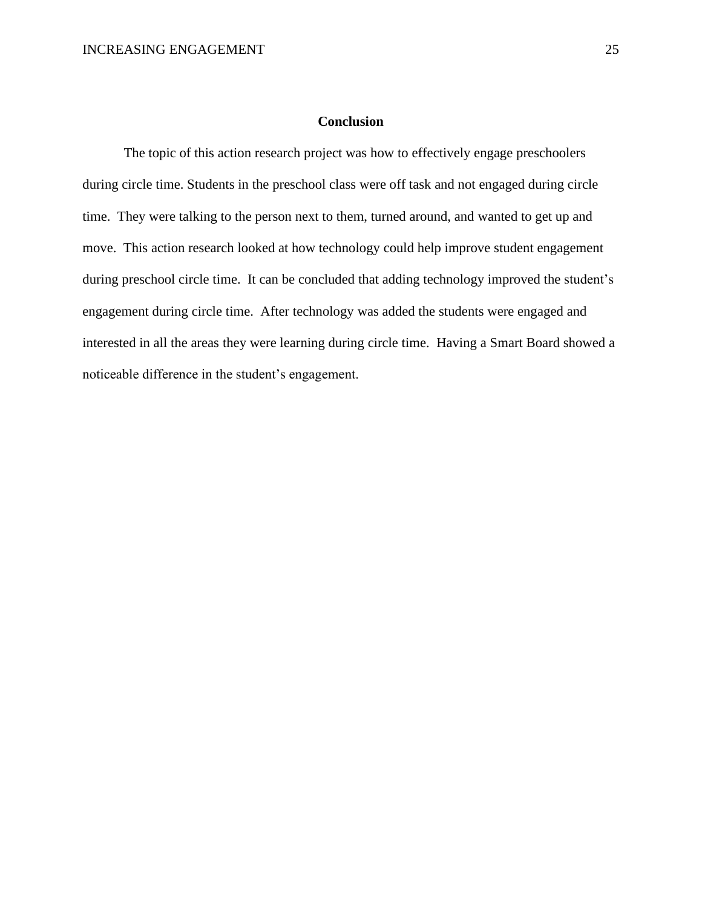## Conclusion

The topic of this action research project was how to effectively engage preschoolers during circle time. Students in the preschool class were off task and not engaged during circle time. They were talking to the person next to them, turned around, and wanted to get up and move. This action research looked at how technology could help improve student engagement during preschool circle time. It can be concluded that adding technology improved the student's engagement during circle time. After technology was added the students were engaged and interested in all the areas they were learning during circle time. Having a Smart Board showed a noticeable difference in the student's engagement.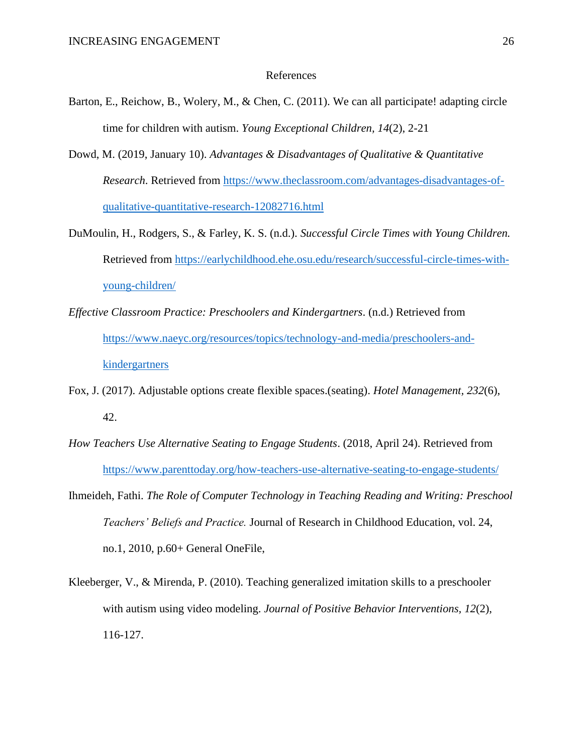# References

Barton, E., Reichow, B., Wolery, M., & Chen, C. (2011). We can all participate! adapting circle time for children with autism. *Young Exceptional Children, 14*(2), 2-21

Dowd, M. (2019, January 10). *Advantages & Disadvantages of Qualitative & Quantitative Research*. Retrieved from https://www.theclassroom.com/advantages-disadvantages-of-qualitative-quantitative-research-12082716.html

DuMoulin, H., Rodgers, S., & Farley, K. S. (n.d.). *Successful Circle Times with Young Children.* Retrieved from https://earlychildhood.ehe.osu.edu/research/successful-circle-times-with-young-children/

*Effective Classroom Practice: Preschoolers and Kindergartners*. (n.d.) Retrieved from https://www.naeyc.org/resources/topics/technology-and-media/preschoolers-and-kindergartners

Fox, J. (2017). Adjustable options create flexible spaces.(seating). *Hotel Management, 232*(6), 42.

*How Teachers Use Alternative Seating to Engage Students*. (2018, April 24). Retrieved from https://www.parenttoday.org/how-teachers-use-alternative-seating-to-engage-students/

Ihmeideh, Fathi. *The Role of Computer Technology in Teaching Reading and Writing: Preschool Teachers' Beliefs and Practice.* Journal of Research in Childhood Education, vol. 24, no.1, 2010, p.60+ General OneFile,

Kleeberger, V., & Mirenda, P. (2010). Teaching generalized imitation skills to a preschooler with autism using video modeling. *Journal of Positive Behavior Interventions, 12*(2), 116-127.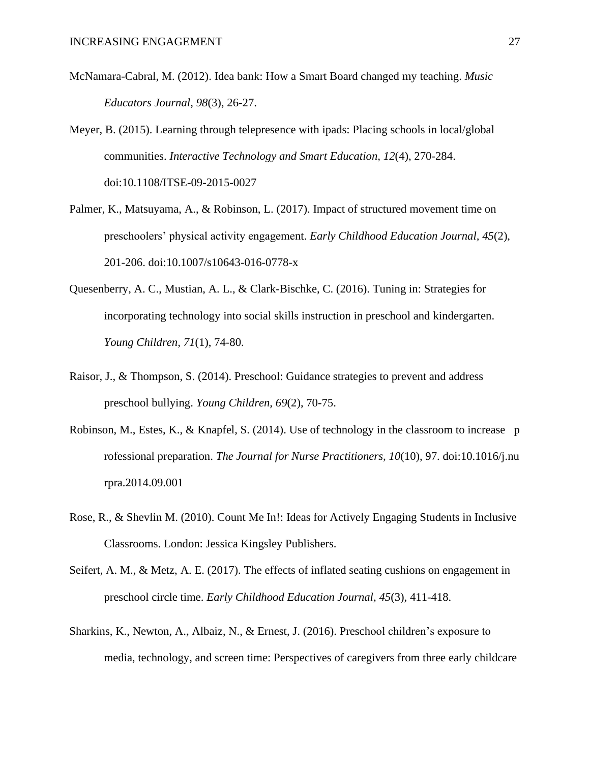McNamara-Cabral, M. (2012). Idea bank: How a Smart Board changed my teaching. *Music Educators Journal, 98*(3), 26-27.

Meyer, B. (2015). Learning through telepresence with ipads: Placing schools in local/global communities. *Interactive Technology and Smart Education, 12*(4), 270-284. doi:10.1108/ITSE-09-2015-0027

Palmer, K., Matsuyama, A., & Robinson, L. (2017). Impact of structured movement time on preschoolers' physical activity engagement. *Early Childhood Education Journal, 45*(2), 201-206. doi:10.1007/s10643-016-0778-x

Quesenberry, A. C., Mustian, A. L., & Clark-Bischke, C. (2016). Tuning in: Strategies for incorporating technology into social skills instruction in preschool and kindergarten. *Young Children, 71*(1), 74-80.

Raisor, J., & Thompson, S. (2014). Preschool: Guidance strategies to prevent and address preschool bullying. *Young Children, 69*(2), 70-75.

Robinson, M., Estes, K., & Knapfel, S. (2014). Use of technology in the classroom to increase p rofessional preparation. *The Journal for Nurse Practitioners, 10*(10), 97. doi:10.1016/j.nu rpra.2014.09.001

Rose, R., & Shevlin M. (2010). Count Me In!: Ideas for Actively Engaging Students in Inclusive Classrooms. London: Jessica Kingsley Publishers.

Seifert, A. M., & Metz, A. E. (2017). The effects of inflated seating cushions on engagement in preschool circle time. *Early Childhood Education Journal, 45*(3), 411-418.

Sharkins, K., Newton, A., Albaiz, N., & Ernest, J. (2016). Preschool children's exposure to media, technology, and screen time: Perspectives of caregivers from three early childcare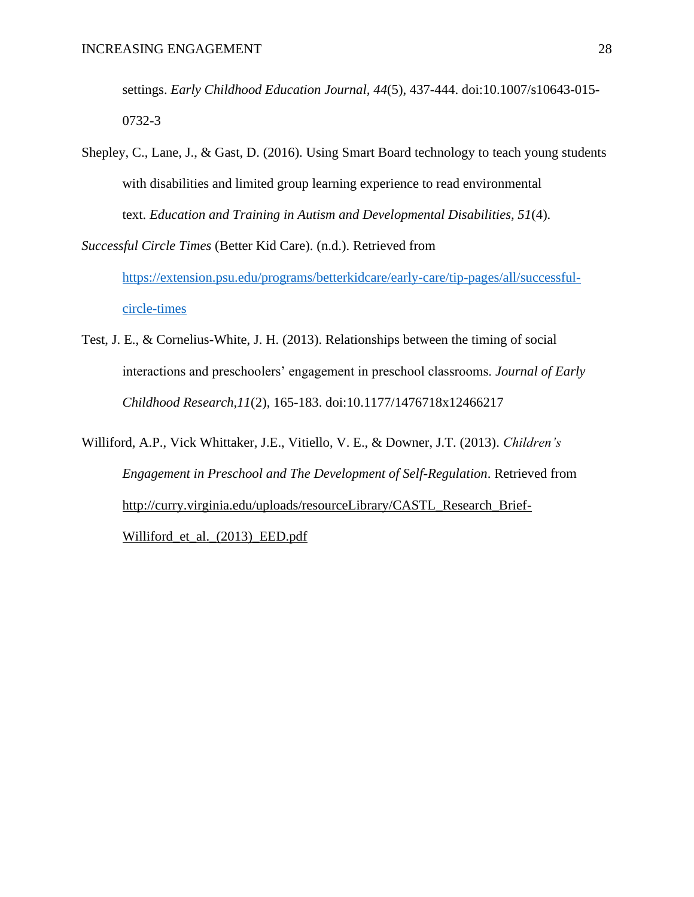settings. *Early Childhood Education Journal*, *44*(5), 437-444. doi:10.1007/s10643-015-0732-3

Shepley, C., Lane, J., & Gast, D. (2016). Using Smart Board technology to teach young students with disabilities and limited group learning experience to read environmental text. *Education and Training in Autism and Developmental Disabilities, 51*(4).

*Successful Circle Times* (Better Kid Care). (n.d.). Retrieved from https://extension.psu.edu/programs/betterkidcare/early-care/tip-pages/all/successful-circle-times

Test, J. E., & Cornelius-White, J. H. (2013). Relationships between the timing of social interactions and preschoolers' engagement in preschool classrooms. *Journal of Early Childhood Research,11*(2), 165-183. doi:10.1177/1476718x12466217

Williford, A.P., Vick Whittaker, J.E., Vitiello, V. E., & Downer, J.T. (2013). *Children's Engagement in Preschool and The Development of Self-Regulation*. Retrieved from http://curry.virginia.edu/uploads/resourceLibrary/CASTL_Research_Brief-Williford_et_al._(2013)_EED.pdf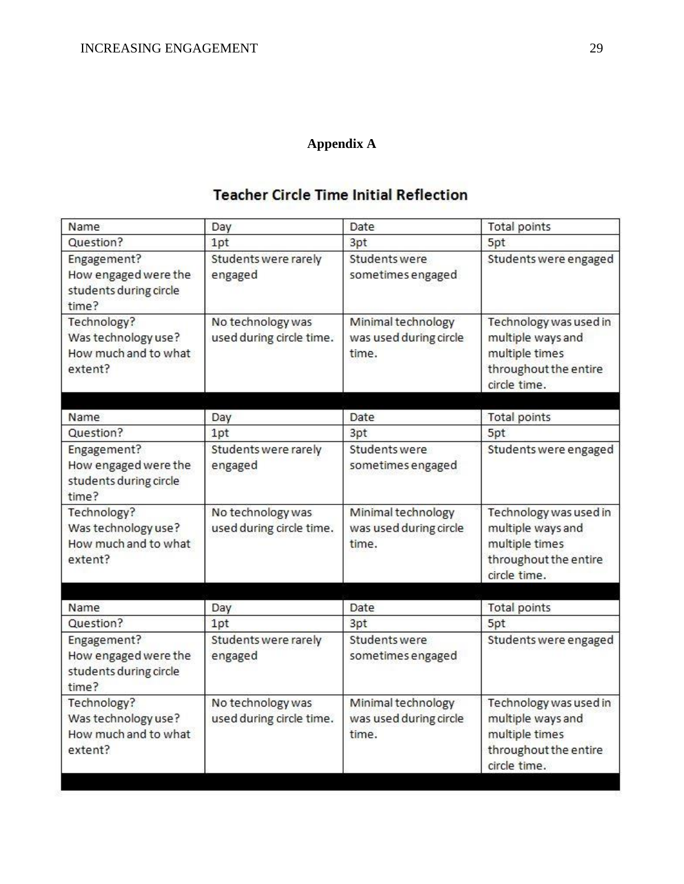## Appendix A

### Teacher Circle Time Initial Reflection

| Name | Day | Date | Total points |
|---|---|---|---|
| Question? | 1pt | 3pt | 5pt |
| Engagement? How engaged were the students during circle time? | Students were rarely engaged | Students were sometimes engaged | Students were engaged |
| Technology? Was technology use? How much and to what extent? | No technology was used during circle time. | Minimal technology was used during circle time. | Technology was used in multiple ways and multiple times throughout the entire circle time. |

| Name | Day | Date | Total points |
|---|---|---|---|
| Question? | 1pt | 3pt | 5pt |
| Engagement? How engaged were the students during circle time? | Students were rarely engaged | Students were sometimes engaged | Students were engaged |
| Technology? Was technology use? How much and to what extent? | No technology was used during circle time. | Minimal technology was used during circle time. | Technology was used in multiple ways and multiple times throughout the entire circle time. |

| Name | Day | Date | Total points |
|---|---|---|---|
| Question? | 1pt | 3pt | 5pt |
| Engagement? How engaged were the students during circle time? | Students were rarely engaged | Students were sometimes engaged | Students were engaged |
| Technology? Was technology use? How much and to what extent? | No technology was used during circle time. | Minimal technology was used during circle time. | Technology was used in multiple ways and multiple times throughout the entire circle time. |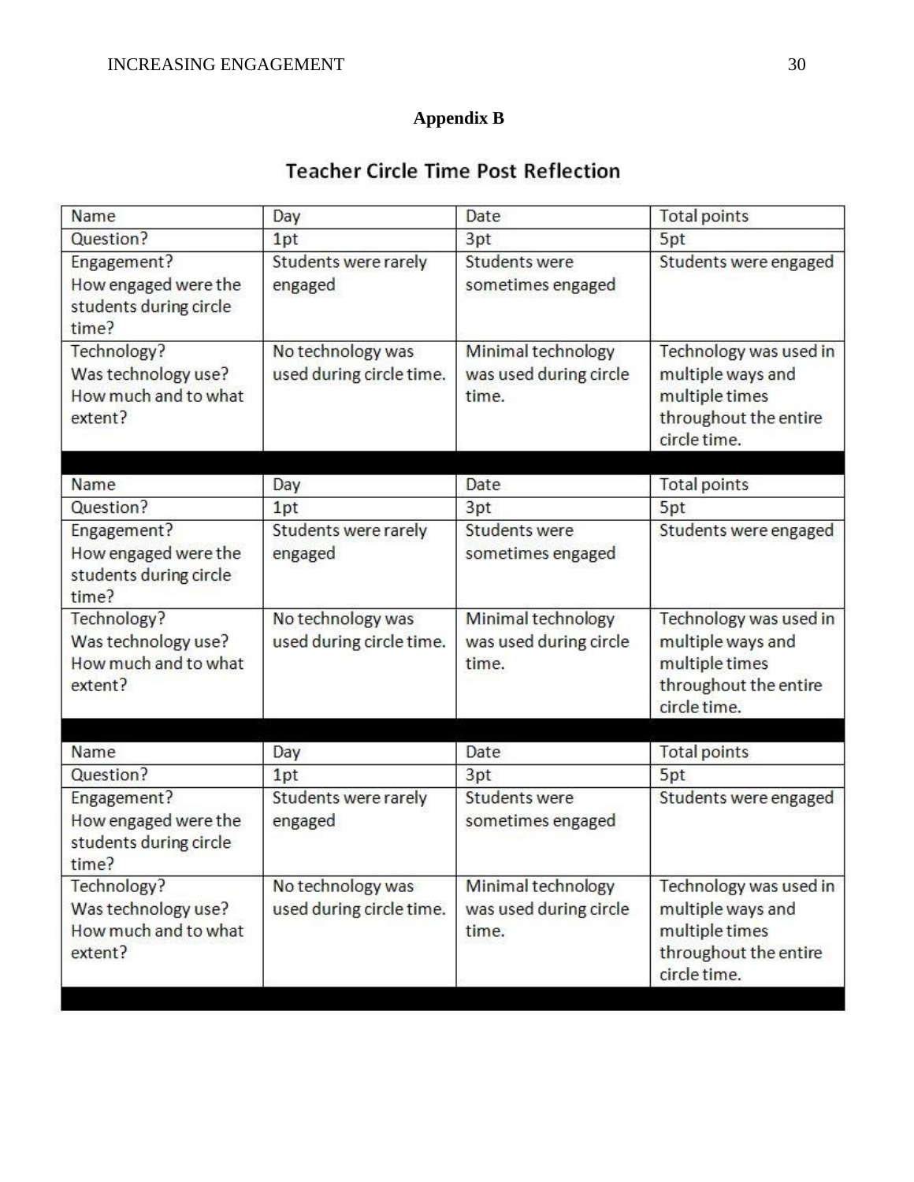## Appendix B

### Teacher Circle Time Post Reflection

| Name | Day | Date | Total points |
| --- | --- | --- | --- |
| Question? | 1pt | 3pt | 5pt |
| Engagement? How engaged were the students during circle time? | Students were rarely engaged | Students were sometimes engaged | Students were engaged |
| Technology? Was technology use? How much and to what extent? | No technology was used during circle time. | Minimal technology was used during circle time. | Technology was used in multiple ways and multiple times throughout the entire circle time. |

| Name | Day | Date | Total points |
| --- | --- | --- | --- |
| Question? | 1pt | 3pt | 5pt |
| Engagement? How engaged were the students during circle time? | Students were rarely engaged | Students were sometimes engaged | Students were engaged |
| Technology? Was technology use? How much and to what extent? | No technology was used during circle time. | Minimal technology was used during circle time. | Technology was used in multiple ways and multiple times throughout the entire circle time. |

| Name | Day | Date | Total points |
| --- | --- | --- | --- |
| Question? | 1pt | 3pt | 5pt |
| Engagement? How engaged were the students during circle time? | Students were rarely engaged | Students were sometimes engaged | Students were engaged |
| Technology? Was technology use? How much and to what extent? | No technology was used during circle time. | Minimal technology was used during circle time. | Technology was used in multiple ways and multiple times throughout the entire circle time. |